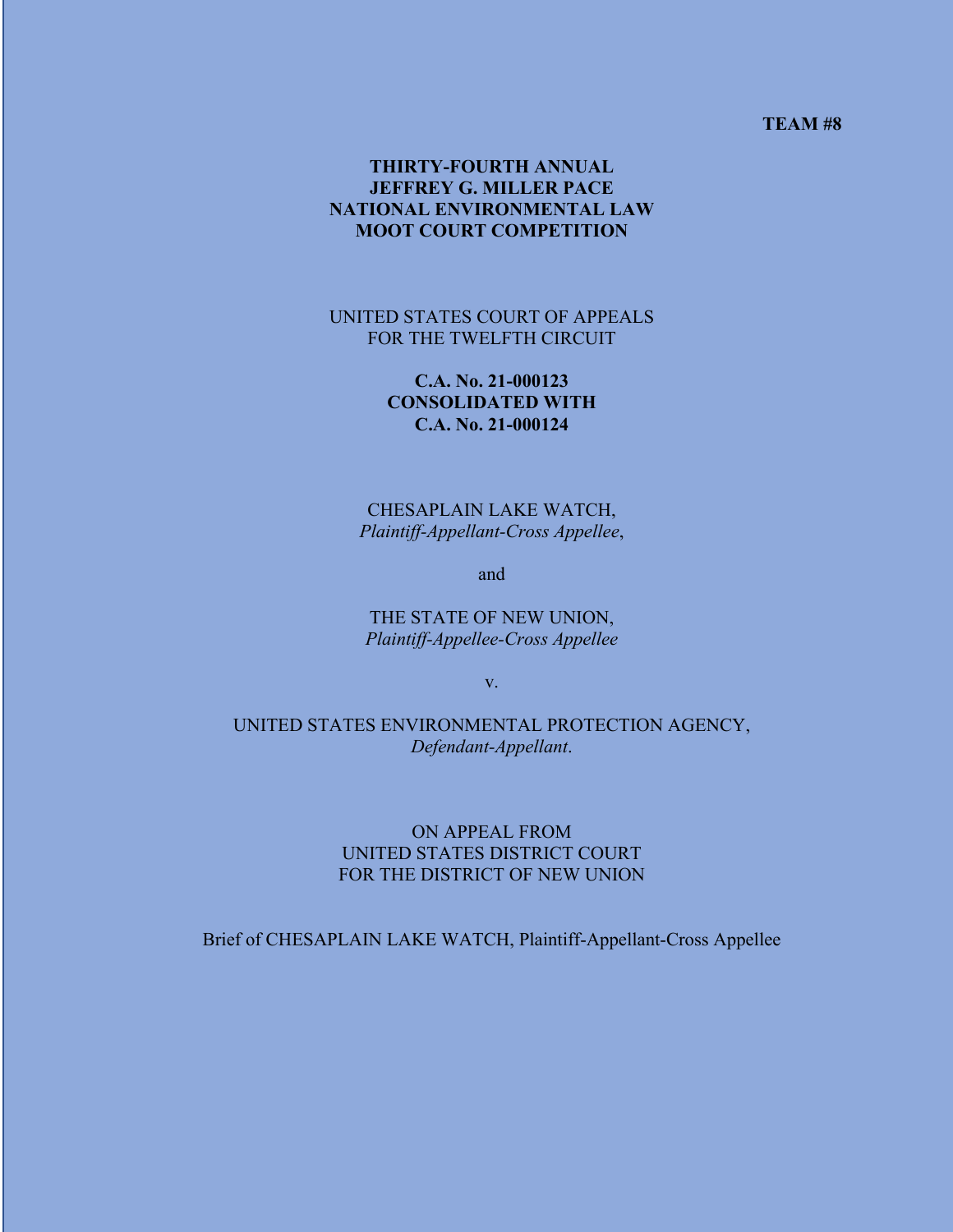**TEAM #8**

**THIRTY-FOURTH ANNUAL**
**JEFFREY G. MILLER PACE**
**NATIONAL ENVIRONMENTAL LAW**
**MOOT COURT COMPETITION**

UNITED STATES COURT OF APPEALS
FOR THE TWELFTH CIRCUIT

**C.A. No. 21-000123**
**CONSOLIDATED WITH**
**C.A. No. 21-000124**

CHESAPLAIN LAKE WATCH,
*Plaintiff-Appellant-Cross Appellee*,

and

THE STATE OF NEW UNION,
*Plaintiff-Appellee-Cross Appellee*

v.

UNITED STATES ENVIRONMENTAL PROTECTION AGENCY,
*Defendant-Appellant*.

ON APPEAL FROM
UNITED STATES DISTRICT COURT
FOR THE DISTRICT OF NEW UNION

Brief of CHESAPLAIN LAKE WATCH, Plaintiff-Appellant-Cross Appellee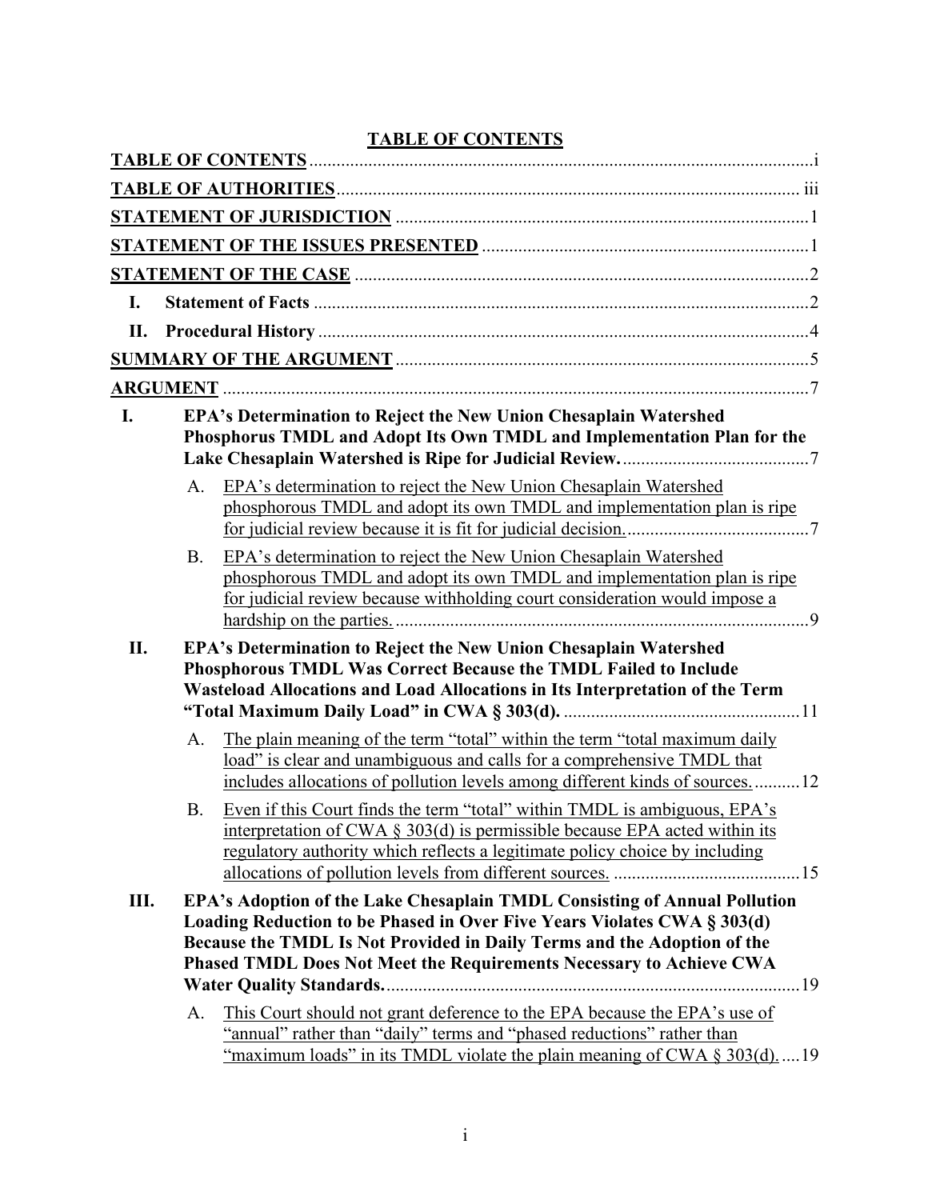# TABLE OF CONTENTS

**TABLE OF CONTENTS** ............................................................................................................i

**TABLE OF AUTHORITIES** ................................................................................................. iii

**STATEMENT OF JURISDICTION** ......................................................................................1

**STATEMENT OF THE ISSUES PRESENTED** ....................................................................1

**STATEMENT OF THE CASE** ..............................................................................................2

**I. Statement of Facts** ..............................................................................................................2

**II. Procedural History** ............................................................................................................4

**SUMMARY OF THE ARGUMENT** .....................................................................................5

**ARGUMENT** ..........................................................................................................................7

**I. EPA's Determination to Reject the New Union Chesaplain Watershed Phosphorus TMDL and Adopt Its Own TMDL and Implementation Plan for the Lake Chesaplain Watershed is Ripe for Judicial Review.** ..........................................7

A. EPA's determination to reject the New Union Chesaplain Watershed phosphorous TMDL and adopt its own TMDL and implementation plan is ripe for judicial review because it is fit for judicial decision. ........................................7

B. EPA's determination to reject the New Union Chesaplain Watershed phosphorous TMDL and adopt its own TMDL and implementation plan is ripe for judicial review because withholding court consideration would impose a hardship on the parties. ...........................................................................................9

**II. EPA's Determination to Reject the New Union Chesaplain Watershed Phosphorous TMDL Was Correct Because the TMDL Failed to Include Wasteload Allocations and Load Allocations in Its Interpretation of the Term "Total Maximum Daily Load" in CWA § 303(d).** ....................................................11

A. The plain meaning of the term "total" within the term "total maximum daily load" is clear and unambiguous and calls for a comprehensive TMDL that includes allocations of pollution levels among different kinds of sources. ..........12

B. Even if this Court finds the term "total" within TMDL is ambiguous, EPA's interpretation of CWA § 303(d) is permissible because EPA acted within its regulatory authority which reflects a legitimate policy choice by including allocations of pollution levels from different sources. .........................................15

**III. EPA's Adoption of the Lake Chesaplain TMDL Consisting of Annual Pollution Loading Reduction to be Phased in Over Five Years Violates CWA § 303(d) Because the TMDL Is Not Provided in Daily Terms and the Adoption of the Phased TMDL Does Not Meet the Requirements Necessary to Achieve CWA Water Quality Standards.** ...........................................................................................19

A. This Court should not grant deference to the EPA because the EPA's use of "annual" rather than "daily" terms and "phased reductions" rather than "maximum loads" in its TMDL violate the plain meaning of CWA § 303(d). ....19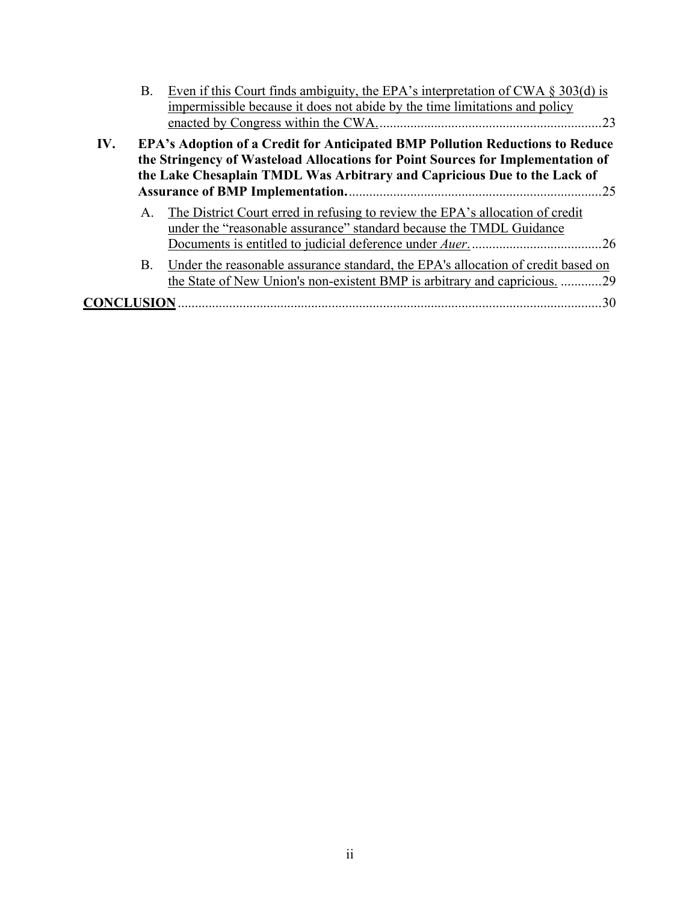B. Even if this Court finds ambiguity, the EPA's interpretation of CWA § 303(d) is impermissible because it does not abide by the time limitations and policy enacted by Congress within the CWA. ........ 23

**IV. EPA's Adoption of a Credit for Anticipated BMP Pollution Reductions to Reduce the Stringency of Wasteload Allocations for Point Sources for Implementation of the Lake Chesaplain TMDL Was Arbitrary and Capricious Due to the Lack of Assurance of BMP Implementation.** ........ 25

A. The District Court erred in refusing to review the EPA's allocation of credit under the "reasonable assurance" standard because the TMDL Guidance Documents is entitled to judicial deference under *Auer*. ........ 26

B. Under the reasonable assurance standard, the EPA's allocation of credit based on the State of New Union's non-existent BMP is arbitrary and capricious. ........ 29

**CONCLUSION** ........ 30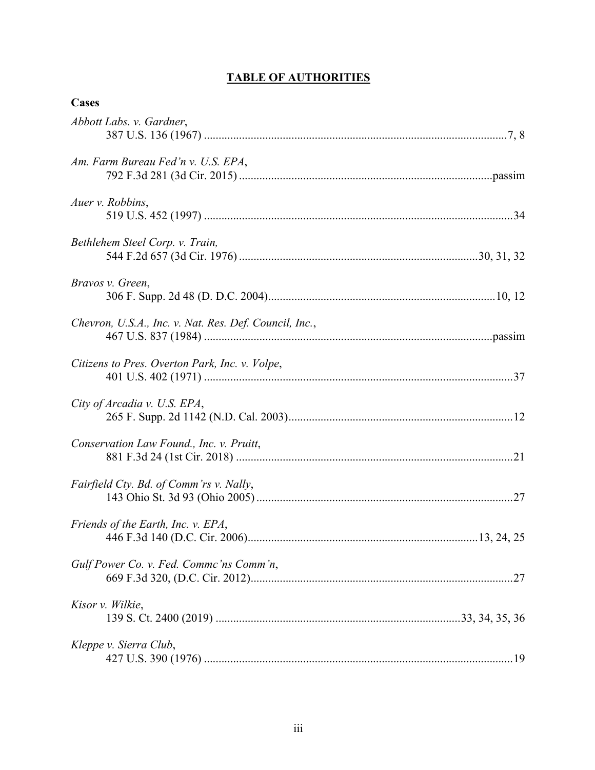# TABLE OF AUTHORITIES

**Cases**

*Abbott Labs. v. Gardner*,
387 U.S. 136 (1967) .......................................................................................................7, 8

*Am. Farm Bureau Fed'n v. U.S. EPA*,
792 F.3d 281 (3d Cir. 2015) ......................................................................................passim

*Auer v. Robbins*,
519 U.S. 452 (1997) .........................................................................................................34

*Bethlehem Steel Corp. v. Train,*
544 F.2d 657 (3d Cir. 1976) .................................................................................30, 31, 32

*Bravos v. Green*,
306 F. Supp. 2d 48 (D. D.C. 2004).............................................................................10, 12

*Chevron, U.S.A., Inc. v. Nat. Res. Def. Council, Inc.*,
467 U.S. 837 (1984) .................................................................................................passim

*Citizens to Pres. Overton Park, Inc. v. Volpe*,
401 U.S. 402 (1971) .........................................................................................................37

*City of Arcadia v. U.S. EPA*,
265 F. Supp. 2d 1142 (N.D. Cal. 2003)............................................................................12

*Conservation Law Found., Inc. v. Pruitt*,
881 F.3d 24 (1st Cir. 2018) ..............................................................................................21

*Fairfield Cty. Bd. of Comm'rs v. Nally*,
143 Ohio St. 3d 93 (Ohio 2005) .......................................................................................27

*Friends of the Earth, Inc. v. EPA*,
446 F.3d 140 (D.C. Cir. 2006).............................................................................13, 24, 25

*Gulf Power Co. v. Fed. Commc'ns Comm'n*,
669 F.3d 320, (D.C. Cir. 2012).........................................................................................27

*Kisor v. Wilkie*,
139 S. Ct. 2400 (2019) ....................................................................................33, 34, 35, 36

*Kleppe v. Sierra Club*,
427 U.S. 390 (1976) .........................................................................................................19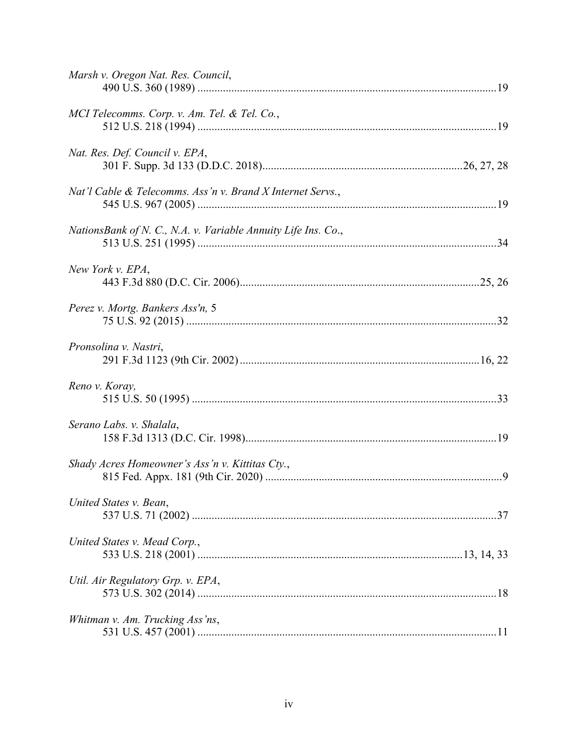*Marsh v. Oregon Nat. Res. Council*,
490 U.S. 360 (1989) ........................................................................................................19

*MCI Telecomms. Corp. v. Am. Tel. & Tel. Co.*,
512 U.S. 218 (1994) ........................................................................................................19

*Nat. Res. Def. Council v. EPA*,
301 F. Supp. 3d 133 (D.D.C. 2018)......................................................................26, 27, 28

*Nat'l Cable & Telecomms. Ass'n v. Brand X Internet Servs.*,
545 U.S. 967 (2005) ........................................................................................................19

*NationsBank of N. C., N.A. v. Variable Annuity Life Ins. Co*.,
513 U.S. 251 (1995) ........................................................................................................34

*New York v. EPA*,
443 F.3d 880 (D.C. Cir. 2006)....................................................................................25, 26

*Perez v. Mortg. Bankers Ass'n,* 5
75 U.S. 92 (2015) ............................................................................................................32

*Pronsolina v. Nastri*,
291 F.3d 1123 (9th Cir. 2002)....................................................................................16, 22

*Reno v. Koray,*
515 U.S. 50 (1995) ..........................................................................................................33

*Serano Labs. v. Shalala*,
158 F.3d 1313 (D.C. Cir. 1998)........................................................................................19

*Shady Acres Homeowner's Ass'n v. Kittitas Cty.*,
815 Fed. Appx. 181 (9th Cir. 2020) ...................................................................................9

*United States v. Bean*,
537 U.S. 71 (2002) ..........................................................................................................37

*United States v. Mead Corp.*,
533 U.S. 218 (2001) ..........................................................................................13, 14, 33

*Util. Air Regulatory Grp. v. EPA*,
573 U.S. 302 (2014) ........................................................................................................18

*Whitman v. Am. Trucking Ass'ns*,
531 U.S. 457 (2001) ........................................................................................................11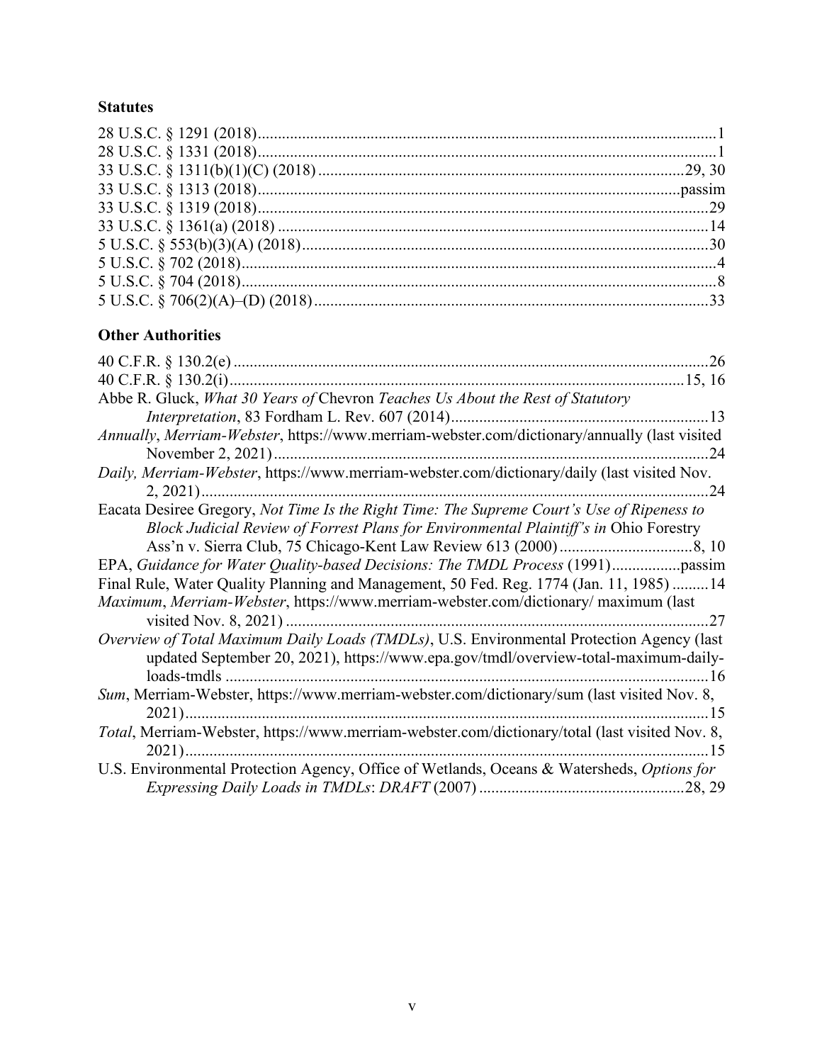### Statutes

28 U.S.C. § 1291 (2018) ... 1
28 U.S.C. § 1331 (2018) ... 1
33 U.S.C. § 1311(b)(1)(C) (2018) ... 29, 30
33 U.S.C. § 1313 (2018) ... passim
33 U.S.C. § 1319 (2018) ... 29
33 U.S.C. § 1361(a) (2018) ... 14
5 U.S.C. § 553(b)(3)(A) (2018) ... 30
5 U.S.C. § 702 (2018) ... 4
5 U.S.C. § 704 (2018) ... 8
5 U.S.C. § 706(2)(A)–(D) (2018) ... 33

### Other Authorities

40 C.F.R. § 130.2(e) ... 26
40 C.F.R. § 130.2(i) ... 15, 16
Abbe R. Gluck, *What 30 Years of* Chevron *Teaches Us About the Rest of Statutory Interpretation*, 83 Fordham L. Rev. 607 (2014) ... 13
*Annually*, *Merriam-Webster*, https://www.merriam-webster.com/dictionary/annually (last visited November 2, 2021) ... 24
*Daily, Merriam-Webster*, https://www.merriam-webster.com/dictionary/daily (last visited Nov. 2, 2021) ... 24
Eacata Desiree Gregory, *Not Time Is the Right Time: The Supreme Court's Use of Ripeness to Block Judicial Review of Forrest Plans for Environmental Plaintiff's in* Ohio Forestry Ass'n v. Sierra Club, 75 Chicago-Kent Law Review 613 (2000) ... 8, 10
EPA, *Guidance for Water Quality-based Decisions: The TMDL Process* (1991) ... passim
Final Rule, Water Quality Planning and Management, 50 Fed. Reg. 1774 (Jan. 11, 1985) ... 14
*Maximum*, *Merriam-Webster*, https://www.merriam-webster.com/dictionary/ maximum (last visited Nov. 8, 2021) ... 27
*Overview of Total Maximum Daily Loads (TMDLs)*, U.S. Environmental Protection Agency (last updated September 20, 2021), https://www.epa.gov/tmdl/overview-total-maximum-daily-loads-tmdls ... 16
*Sum*, Merriam-Webster, https://www.merriam-webster.com/dictionary/sum (last visited Nov. 8, 2021) ... 15
*Total*, Merriam-Webster, https://www.merriam-webster.com/dictionary/total (last visited Nov. 8, 2021) ... 15
U.S. Environmental Protection Agency, Office of Wetlands, Oceans & Watersheds, *Options for Expressing Daily Loads in TMDLs*: *DRAFT* (2007) ... 28, 29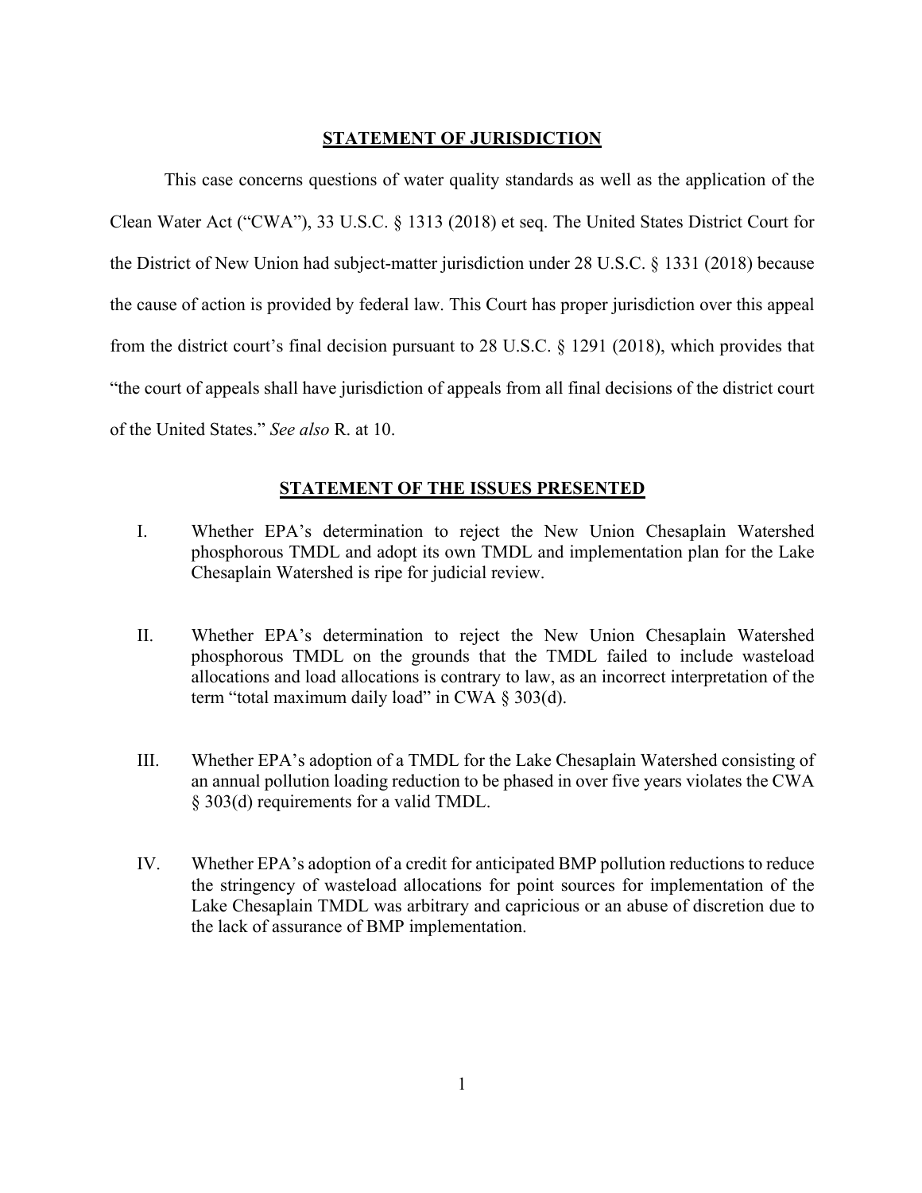## STATEMENT OF JURISDICTION

This case concerns questions of water quality standards as well as the application of the Clean Water Act ("CWA"), 33 U.S.C. § 1313 (2018) et seq. The United States District Court for the District of New Union had subject-matter jurisdiction under 28 U.S.C. § 1331 (2018) because the cause of action is provided by federal law. This Court has proper jurisdiction over this appeal from the district court's final decision pursuant to 28 U.S.C. § 1291 (2018), which provides that "the court of appeals shall have jurisdiction of appeals from all final decisions of the district court of the United States." *See also* R. at 10.

## STATEMENT OF THE ISSUES PRESENTED

I. Whether EPA's determination to reject the New Union Chesaplain Watershed phosphorous TMDL and adopt its own TMDL and implementation plan for the Lake Chesaplain Watershed is ripe for judicial review.

II. Whether EPA's determination to reject the New Union Chesaplain Watershed phosphorous TMDL on the grounds that the TMDL failed to include wasteload allocations and load allocations is contrary to law, as an incorrect interpretation of the term "total maximum daily load" in CWA § 303(d).

III. Whether EPA's adoption of a TMDL for the Lake Chesaplain Watershed consisting of an annual pollution loading reduction to be phased in over five years violates the CWA § 303(d) requirements for a valid TMDL.

IV. Whether EPA's adoption of a credit for anticipated BMP pollution reductions to reduce the stringency of wasteload allocations for point sources for implementation of the Lake Chesaplain TMDL was arbitrary and capricious or an abuse of discretion due to the lack of assurance of BMP implementation.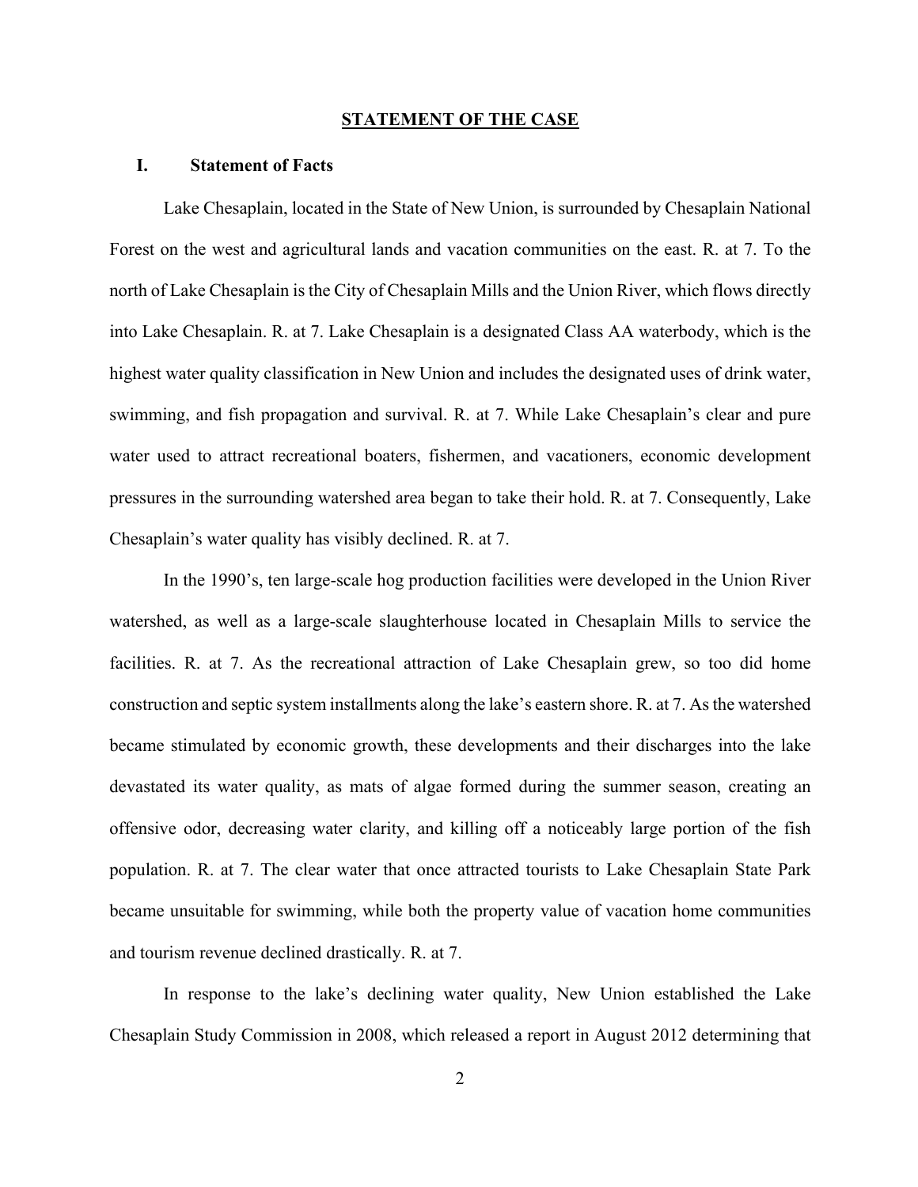## STATEMENT OF THE CASE

### I. Statement of Facts

Lake Chesaplain, located in the State of New Union, is surrounded by Chesaplain National Forest on the west and agricultural lands and vacation communities on the east. R. at 7. To the north of Lake Chesaplain is the City of Chesaplain Mills and the Union River, which flows directly into Lake Chesaplain. R. at 7. Lake Chesaplain is a designated Class AA waterbody, which is the highest water quality classification in New Union and includes the designated uses of drink water, swimming, and fish propagation and survival. R. at 7. While Lake Chesaplain's clear and pure water used to attract recreational boaters, fishermen, and vacationers, economic development pressures in the surrounding watershed area began to take their hold. R. at 7. Consequently, Lake Chesaplain's water quality has visibly declined. R. at 7.

In the 1990's, ten large-scale hog production facilities were developed in the Union River watershed, as well as a large-scale slaughterhouse located in Chesaplain Mills to service the facilities. R. at 7. As the recreational attraction of Lake Chesaplain grew, so too did home construction and septic system installments along the lake's eastern shore. R. at 7. As the watershed became stimulated by economic growth, these developments and their discharges into the lake devastated its water quality, as mats of algae formed during the summer season, creating an offensive odor, decreasing water clarity, and killing off a noticeably large portion of the fish population. R. at 7. The clear water that once attracted tourists to Lake Chesaplain State Park became unsuitable for swimming, while both the property value of vacation home communities and tourism revenue declined drastically. R. at 7.

In response to the lake's declining water quality, New Union established the Lake Chesaplain Study Commission in 2008, which released a report in August 2012 determining that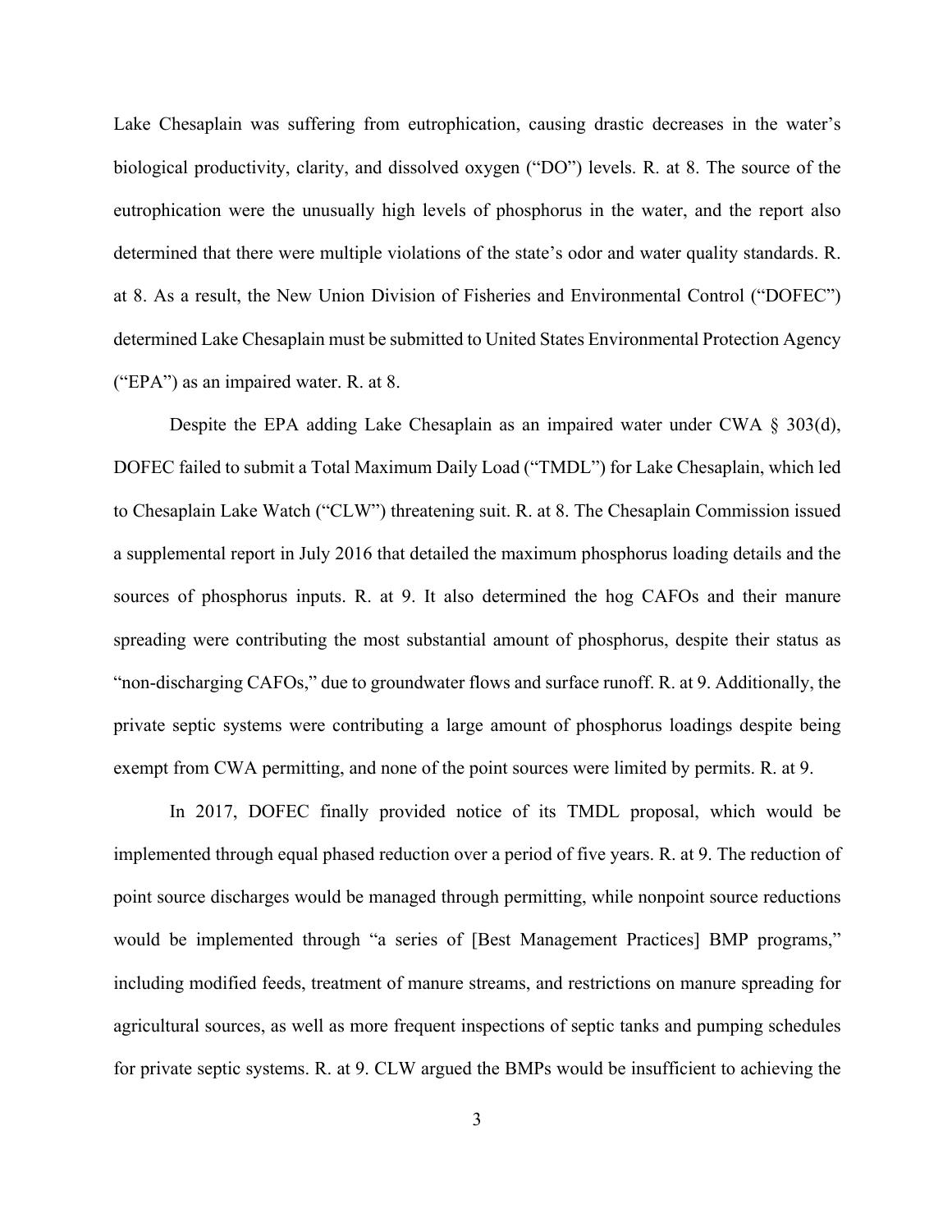Lake Chesaplain was suffering from eutrophication, causing drastic decreases in the water's biological productivity, clarity, and dissolved oxygen ("DO") levels. R. at 8. The source of the eutrophication were the unusually high levels of phosphorus in the water, and the report also determined that there were multiple violations of the state's odor and water quality standards. R. at 8. As a result, the New Union Division of Fisheries and Environmental Control ("DOFEC") determined Lake Chesaplain must be submitted to United States Environmental Protection Agency ("EPA") as an impaired water. R. at 8.

Despite the EPA adding Lake Chesaplain as an impaired water under CWA § 303(d), DOFEC failed to submit a Total Maximum Daily Load ("TMDL") for Lake Chesaplain, which led to Chesaplain Lake Watch ("CLW") threatening suit. R. at 8. The Chesaplain Commission issued a supplemental report in July 2016 that detailed the maximum phosphorus loading details and the sources of phosphorus inputs. R. at 9. It also determined the hog CAFOs and their manure spreading were contributing the most substantial amount of phosphorus, despite their status as "non-discharging CAFOs," due to groundwater flows and surface runoff. R. at 9. Additionally, the private septic systems were contributing a large amount of phosphorus loadings despite being exempt from CWA permitting, and none of the point sources were limited by permits. R. at 9.

In 2017, DOFEC finally provided notice of its TMDL proposal, which would be implemented through equal phased reduction over a period of five years. R. at 9. The reduction of point source discharges would be managed through permitting, while nonpoint source reductions would be implemented through "a series of [Best Management Practices] BMP programs," including modified feeds, treatment of manure streams, and restrictions on manure spreading for agricultural sources, as well as more frequent inspections of septic tanks and pumping schedules for private septic systems. R. at 9. CLW argued the BMPs would be insufficient to achieving the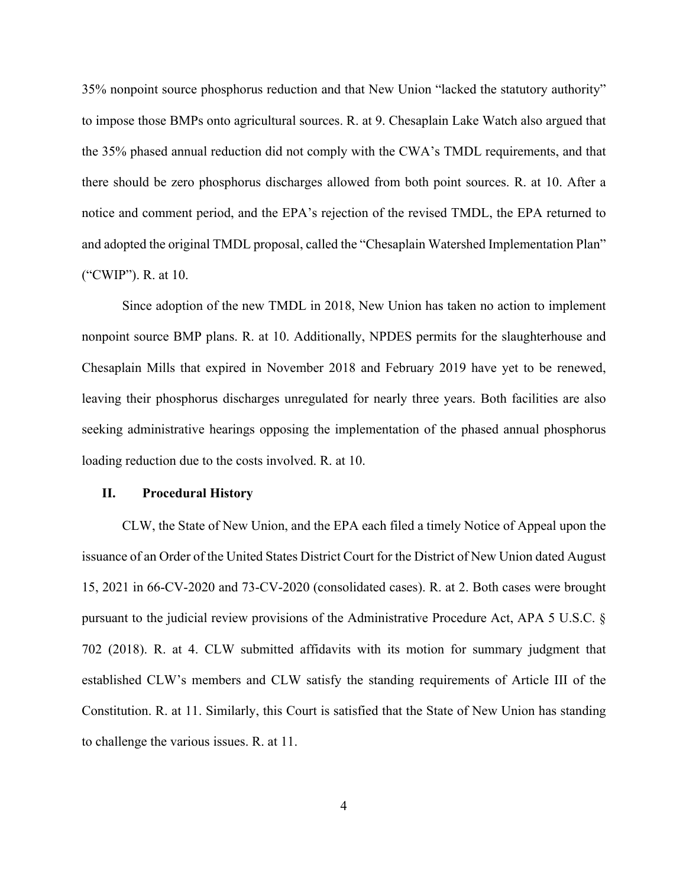35% nonpoint source phosphorus reduction and that New Union "lacked the statutory authority" to impose those BMPs onto agricultural sources. R. at 9. Chesaplain Lake Watch also argued that the 35% phased annual reduction did not comply with the CWA's TMDL requirements, and that there should be zero phosphorus discharges allowed from both point sources. R. at 10. After a notice and comment period, and the EPA's rejection of the revised TMDL, the EPA returned to and adopted the original TMDL proposal, called the "Chesaplain Watershed Implementation Plan" ("CWIP"). R. at 10.

Since adoption of the new TMDL in 2018, New Union has taken no action to implement nonpoint source BMP plans. R. at 10. Additionally, NPDES permits for the slaughterhouse and Chesaplain Mills that expired in November 2018 and February 2019 have yet to be renewed, leaving their phosphorus discharges unregulated for nearly three years. Both facilities are also seeking administrative hearings opposing the implementation of the phased annual phosphorus loading reduction due to the costs involved. R. at 10.

## II. Procedural History

CLW, the State of New Union, and the EPA each filed a timely Notice of Appeal upon the issuance of an Order of the United States District Court for the District of New Union dated August 15, 2021 in 66-CV-2020 and 73-CV-2020 (consolidated cases). R. at 2. Both cases were brought pursuant to the judicial review provisions of the Administrative Procedure Act, APA 5 U.S.C. § 702 (2018). R. at 4. CLW submitted affidavits with its motion for summary judgment that established CLW's members and CLW satisfy the standing requirements of Article III of the Constitution. R. at 11. Similarly, this Court is satisfied that the State of New Union has standing to challenge the various issues. R. at 11.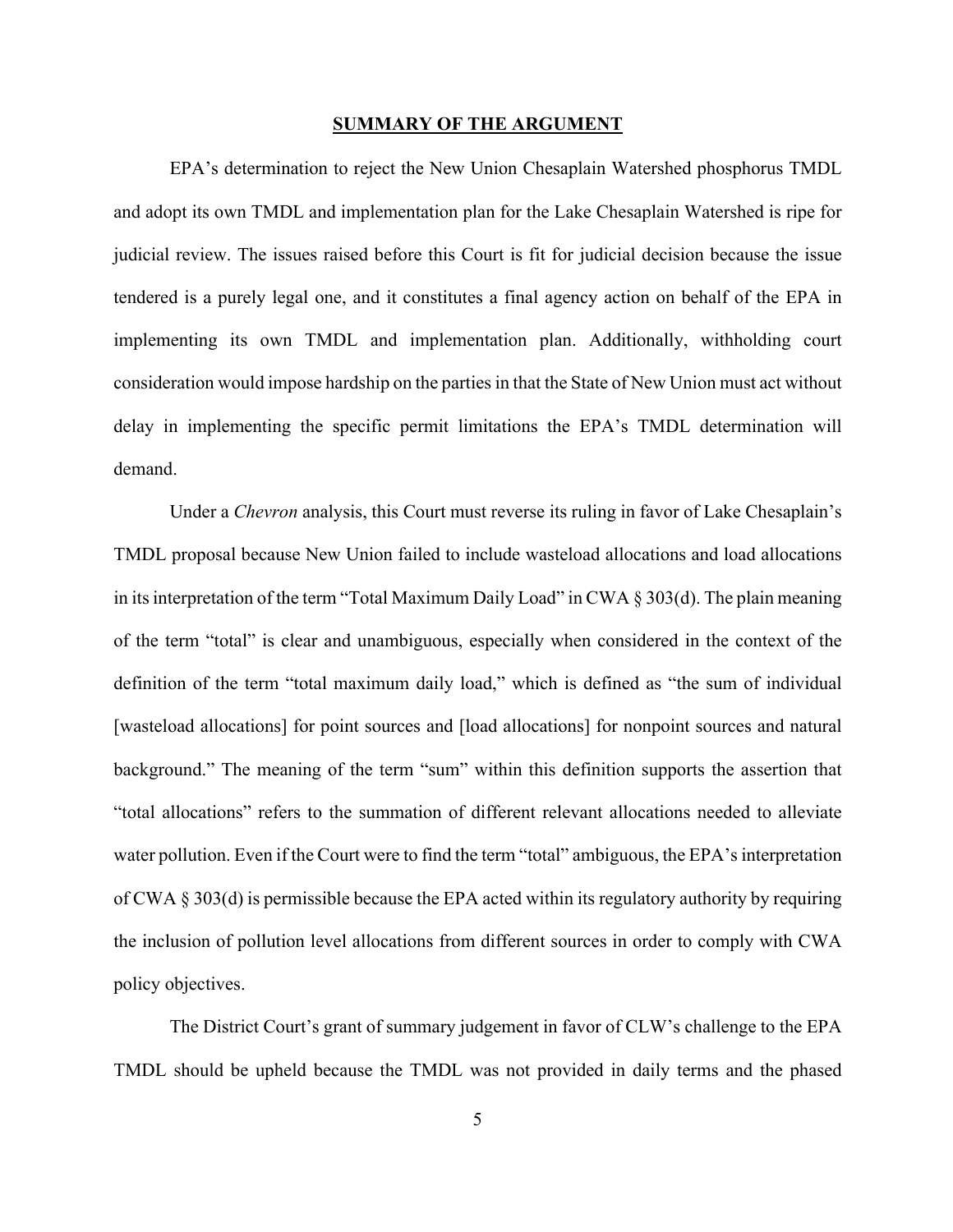## SUMMARY OF THE ARGUMENT

EPA's determination to reject the New Union Chesaplain Watershed phosphorus TMDL and adopt its own TMDL and implementation plan for the Lake Chesaplain Watershed is ripe for judicial review. The issues raised before this Court is fit for judicial decision because the issue tendered is a purely legal one, and it constitutes a final agency action on behalf of the EPA in implementing its own TMDL and implementation plan. Additionally, withholding court consideration would impose hardship on the parties in that the State of New Union must act without delay in implementing the specific permit limitations the EPA's TMDL determination will demand.

Under a *Chevron* analysis, this Court must reverse its ruling in favor of Lake Chesaplain's TMDL proposal because New Union failed to include wasteload allocations and load allocations in its interpretation of the term "Total Maximum Daily Load" in CWA § 303(d). The plain meaning of the term "total" is clear and unambiguous, especially when considered in the context of the definition of the term "total maximum daily load," which is defined as "the sum of individual [wasteload allocations] for point sources and [load allocations] for nonpoint sources and natural background." The meaning of the term "sum" within this definition supports the assertion that "total allocations" refers to the summation of different relevant allocations needed to alleviate water pollution. Even if the Court were to find the term "total" ambiguous, the EPA's interpretation of CWA § 303(d) is permissible because the EPA acted within its regulatory authority by requiring the inclusion of pollution level allocations from different sources in order to comply with CWA policy objectives.

The District Court's grant of summary judgement in favor of CLW's challenge to the EPA TMDL should be upheld because the TMDL was not provided in daily terms and the phased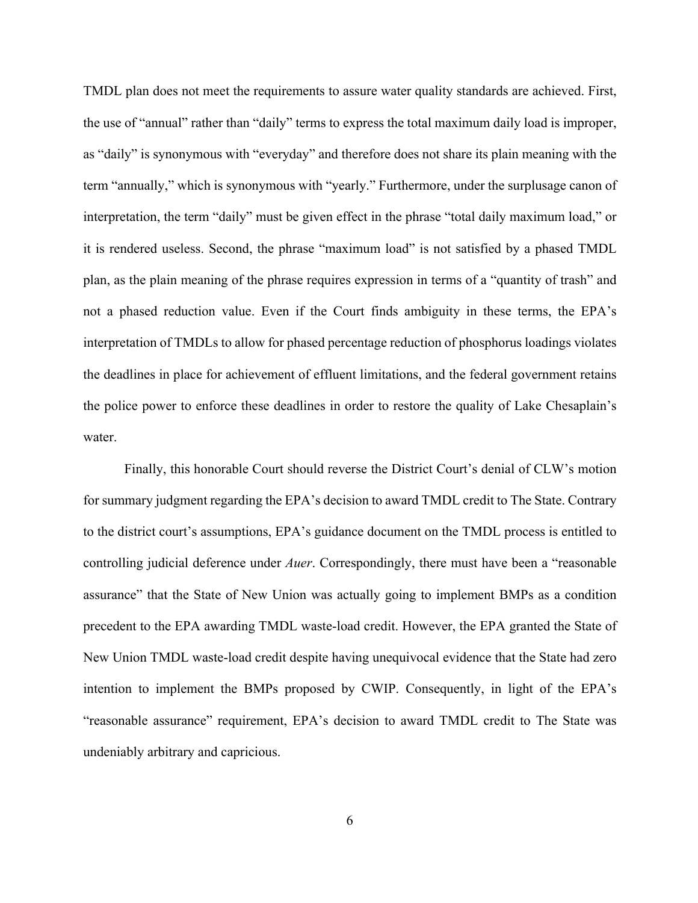TMDL plan does not meet the requirements to assure water quality standards are achieved. First, the use of "annual" rather than "daily" terms to express the total maximum daily load is improper, as "daily" is synonymous with "everyday" and therefore does not share its plain meaning with the term "annually," which is synonymous with "yearly." Furthermore, under the surplusage canon of interpretation, the term "daily" must be given effect in the phrase "total daily maximum load," or it is rendered useless. Second, the phrase "maximum load" is not satisfied by a phased TMDL plan, as the plain meaning of the phrase requires expression in terms of a "quantity of trash" and not a phased reduction value. Even if the Court finds ambiguity in these terms, the EPA's interpretation of TMDLs to allow for phased percentage reduction of phosphorus loadings violates the deadlines in place for achievement of effluent limitations, and the federal government retains the police power to enforce these deadlines in order to restore the quality of Lake Chesaplain's water.

Finally, this honorable Court should reverse the District Court's denial of CLW's motion for summary judgment regarding the EPA's decision to award TMDL credit to The State. Contrary to the district court's assumptions, EPA's guidance document on the TMDL process is entitled to controlling judicial deference under *Auer*. Correspondingly, there must have been a "reasonable assurance" that the State of New Union was actually going to implement BMPs as a condition precedent to the EPA awarding TMDL waste-load credit. However, the EPA granted the State of New Union TMDL waste-load credit despite having unequivocal evidence that the State had zero intention to implement the BMPs proposed by CWIP. Consequently, in light of the EPA's "reasonable assurance" requirement, EPA's decision to award TMDL credit to The State was undeniably arbitrary and capricious.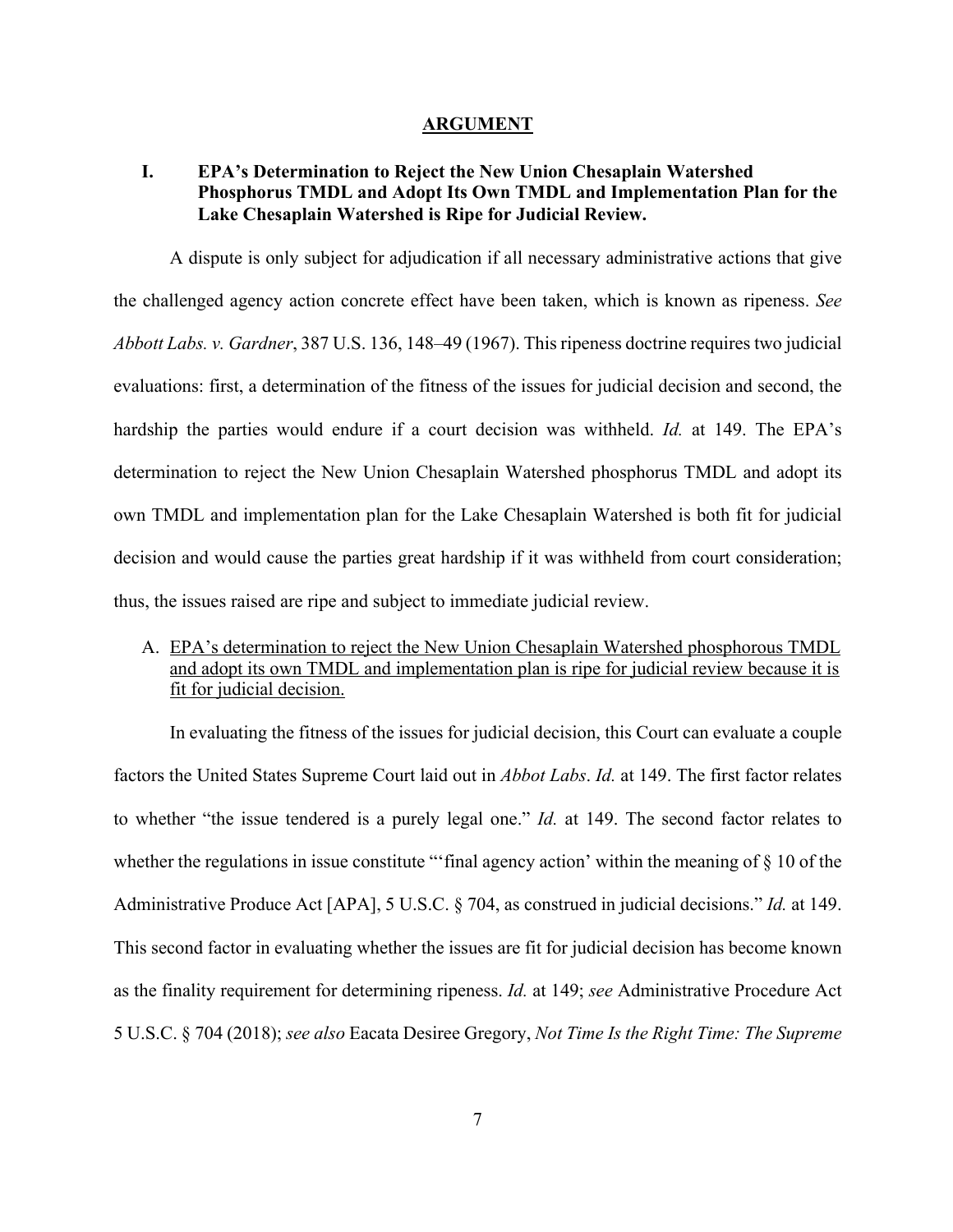## ARGUMENT

### I. EPA's Determination to Reject the New Union Chesaplain Watershed Phosphorus TMDL and Adopt Its Own TMDL and Implementation Plan for the Lake Chesaplain Watershed is Ripe for Judicial Review.

A dispute is only subject for adjudication if all necessary administrative actions that give the challenged agency action concrete effect have been taken, which is known as ripeness. *See Abbott Labs. v. Gardner*, 387 U.S. 136, 148–49 (1967). This ripeness doctrine requires two judicial evaluations: first, a determination of the fitness of the issues for judicial decision and second, the hardship the parties would endure if a court decision was withheld. *Id.* at 149. The EPA's determination to reject the New Union Chesaplain Watershed phosphorus TMDL and adopt its own TMDL and implementation plan for the Lake Chesaplain Watershed is both fit for judicial decision and would cause the parties great hardship if it was withheld from court consideration; thus, the issues raised are ripe and subject to immediate judicial review.

A. <u>EPA's determination to reject the New Union Chesaplain Watershed phosphorous TMDL and adopt its own TMDL and implementation plan is ripe for judicial review because it is fit for judicial decision.</u>

In evaluating the fitness of the issues for judicial decision, this Court can evaluate a couple factors the United States Supreme Court laid out in *Abbot Labs*. *Id.* at 149. The first factor relates to whether "the issue tendered is a purely legal one." *Id.* at 149. The second factor relates to whether the regulations in issue constitute "'final agency action' within the meaning of § 10 of the Administrative Produce Act [APA], 5 U.S.C. § 704, as construed in judicial decisions." *Id.* at 149. This second factor in evaluating whether the issues are fit for judicial decision has become known as the finality requirement for determining ripeness. *Id.* at 149; *see* Administrative Procedure Act 5 U.S.C. § 704 (2018); *see also* Eacata Desiree Gregory, *Not Time Is the Right Time: The Supreme*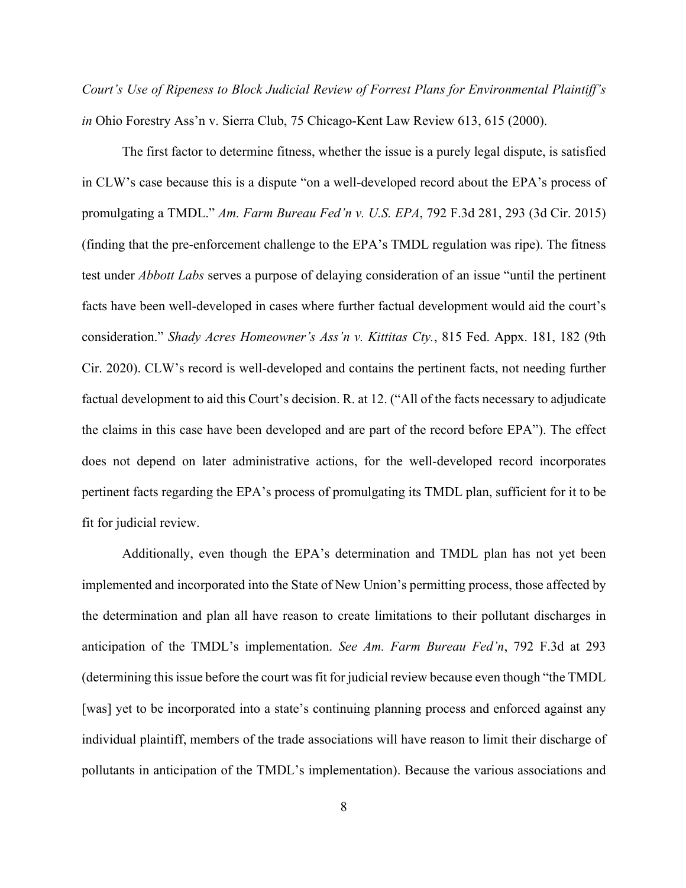*Court's Use of Ripeness to Block Judicial Review of Forrest Plans for Environmental Plaintiff's in* Ohio Forestry Ass'n v. Sierra Club, 75 Chicago-Kent Law Review 613, 615 (2000).

The first factor to determine fitness, whether the issue is a purely legal dispute, is satisfied in CLW's case because this is a dispute "on a well-developed record about the EPA's process of promulgating a TMDL." *Am. Farm Bureau Fed'n v. U.S. EPA*, 792 F.3d 281, 293 (3d Cir. 2015) (finding that the pre-enforcement challenge to the EPA's TMDL regulation was ripe). The fitness test under *Abbott Labs* serves a purpose of delaying consideration of an issue "until the pertinent facts have been well-developed in cases where further factual development would aid the court's consideration." *Shady Acres Homeowner's Ass'n v. Kittitas Cty.*, 815 Fed. Appx. 181, 182 (9th Cir. 2020). CLW's record is well-developed and contains the pertinent facts, not needing further factual development to aid this Court's decision. R. at 12. ("All of the facts necessary to adjudicate the claims in this case have been developed and are part of the record before EPA"). The effect does not depend on later administrative actions, for the well-developed record incorporates pertinent facts regarding the EPA's process of promulgating its TMDL plan, sufficient for it to be fit for judicial review.

Additionally, even though the EPA's determination and TMDL plan has not yet been implemented and incorporated into the State of New Union's permitting process, those affected by the determination and plan all have reason to create limitations to their pollutant discharges in anticipation of the TMDL's implementation. *See Am. Farm Bureau Fed'n*, 792 F.3d at 293 (determining this issue before the court was fit for judicial review because even though "the TMDL [was] yet to be incorporated into a state's continuing planning process and enforced against any individual plaintiff, members of the trade associations will have reason to limit their discharge of pollutants in anticipation of the TMDL's implementation). Because the various associations and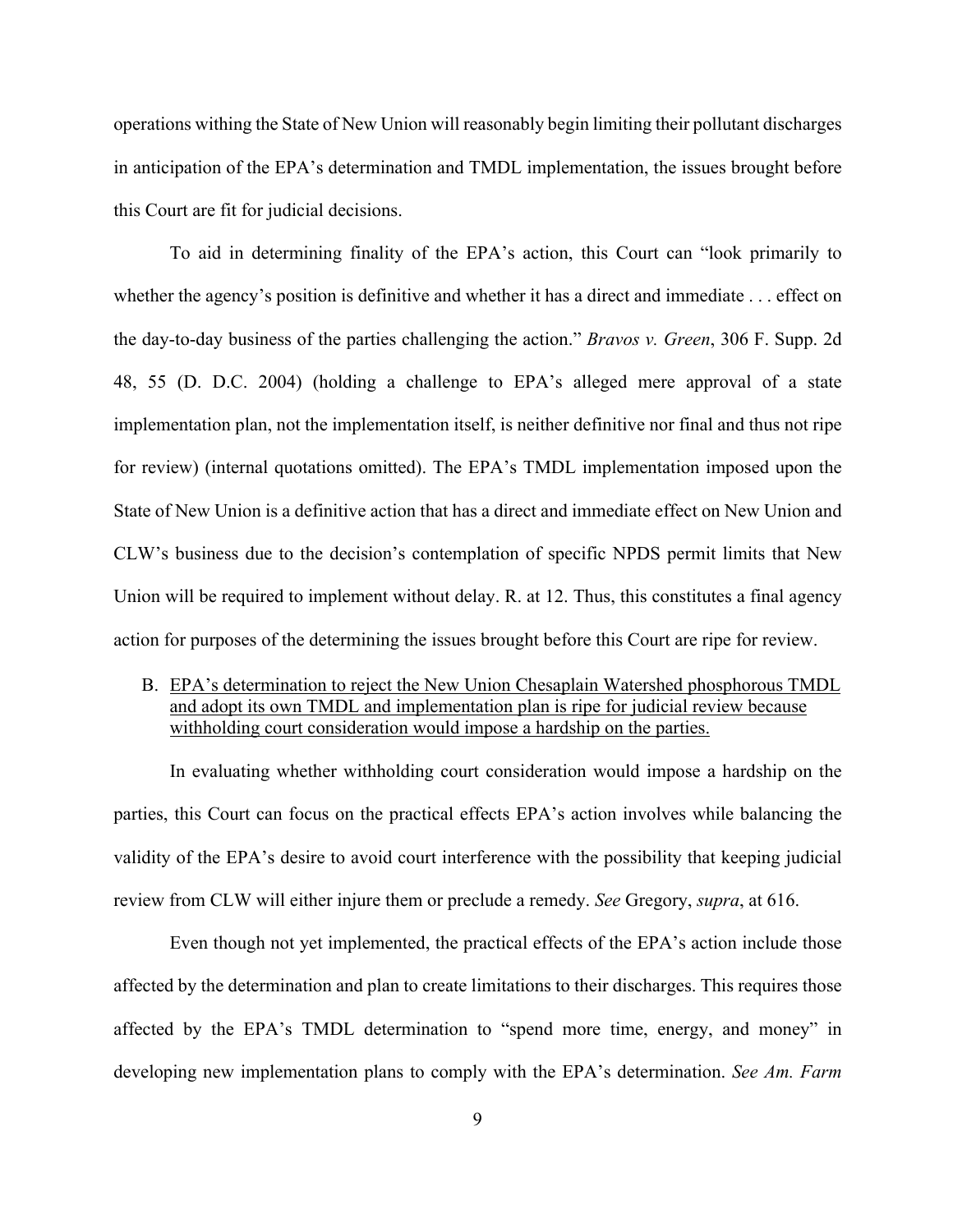operations withing the State of New Union will reasonably begin limiting their pollutant discharges in anticipation of the EPA's determination and TMDL implementation, the issues brought before this Court are fit for judicial decisions.

To aid in determining finality of the EPA's action, this Court can "look primarily to whether the agency's position is definitive and whether it has a direct and immediate . . . effect on the day-to-day business of the parties challenging the action." *Bravos v. Green*, 306 F. Supp. 2d 48, 55 (D. D.C. 2004) (holding a challenge to EPA's alleged mere approval of a state implementation plan, not the implementation itself, is neither definitive nor final and thus not ripe for review) (internal quotations omitted). The EPA's TMDL implementation imposed upon the State of New Union is a definitive action that has a direct and immediate effect on New Union and CLW's business due to the decision's contemplation of specific NPDS permit limits that New Union will be required to implement without delay. R. at 12. Thus, this constitutes a final agency action for purposes of the determining the issues brought before this Court are ripe for review.

B. <u>EPA's determination to reject the New Union Chesaplain Watershed phosphorous TMDL and adopt its own TMDL and implementation plan is ripe for judicial review because withholding court consideration would impose a hardship on the parties.</u>

In evaluating whether withholding court consideration would impose a hardship on the parties, this Court can focus on the practical effects EPA's action involves while balancing the validity of the EPA's desire to avoid court interference with the possibility that keeping judicial review from CLW will either injure them or preclude a remedy. *See* Gregory, *supra*, at 616.

Even though not yet implemented, the practical effects of the EPA's action include those affected by the determination and plan to create limitations to their discharges. This requires those affected by the EPA's TMDL determination to "spend more time, energy, and money" in developing new implementation plans to comply with the EPA's determination. *See Am. Farm*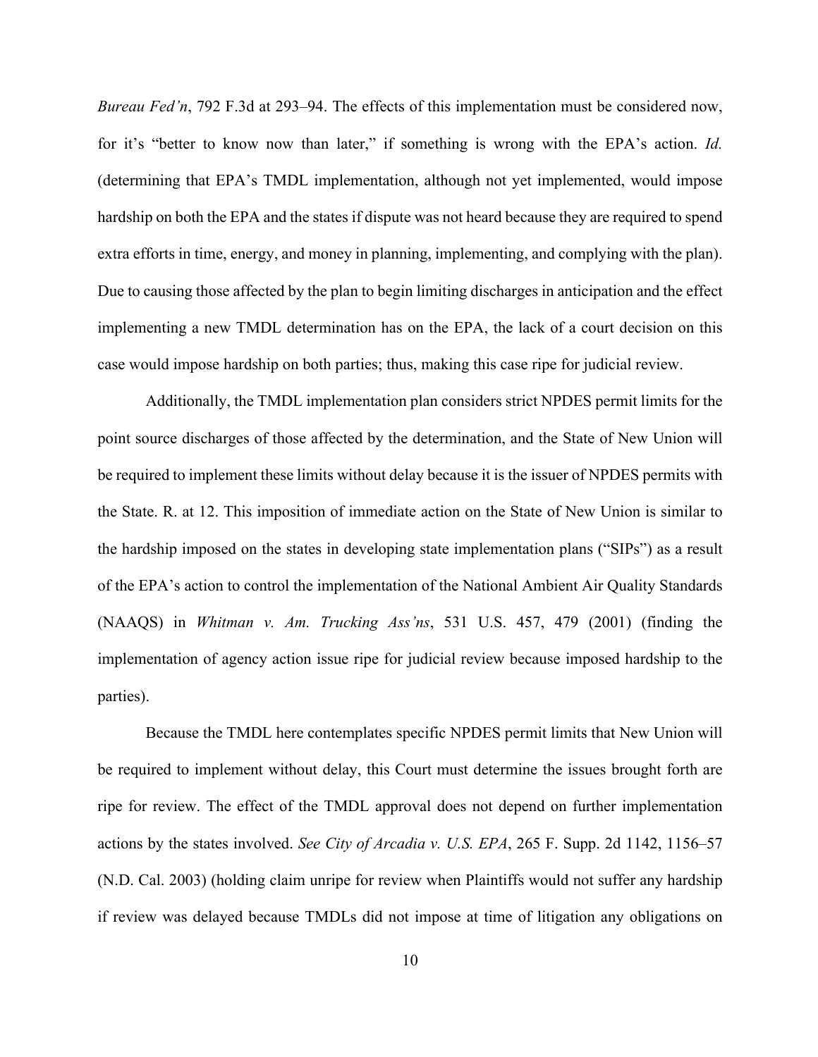*Bureau Fed'n*, 792 F.3d at 293–94. The effects of this implementation must be considered now, for it's "better to know now than later," if something is wrong with the EPA's action. *Id.* (determining that EPA's TMDL implementation, although not yet implemented, would impose hardship on both the EPA and the states if dispute was not heard because they are required to spend extra efforts in time, energy, and money in planning, implementing, and complying with the plan). Due to causing those affected by the plan to begin limiting discharges in anticipation and the effect implementing a new TMDL determination has on the EPA, the lack of a court decision on this case would impose hardship on both parties; thus, making this case ripe for judicial review.

Additionally, the TMDL implementation plan considers strict NPDES permit limits for the point source discharges of those affected by the determination, and the State of New Union will be required to implement these limits without delay because it is the issuer of NPDES permits with the State. R. at 12. This imposition of immediate action on the State of New Union is similar to the hardship imposed on the states in developing state implementation plans ("SIPs") as a result of the EPA's action to control the implementation of the National Ambient Air Quality Standards (NAAQS) in *Whitman v. Am. Trucking Ass'ns*, 531 U.S. 457, 479 (2001) (finding the implementation of agency action issue ripe for judicial review because imposed hardship to the parties).

Because the TMDL here contemplates specific NPDES permit limits that New Union will be required to implement without delay, this Court must determine the issues brought forth are ripe for review. The effect of the TMDL approval does not depend on further implementation actions by the states involved. *See City of Arcadia v. U.S. EPA*, 265 F. Supp. 2d 1142, 1156–57 (N.D. Cal. 2003) (holding claim unripe for review when Plaintiffs would not suffer any hardship if review was delayed because TMDLs did not impose at time of litigation any obligations on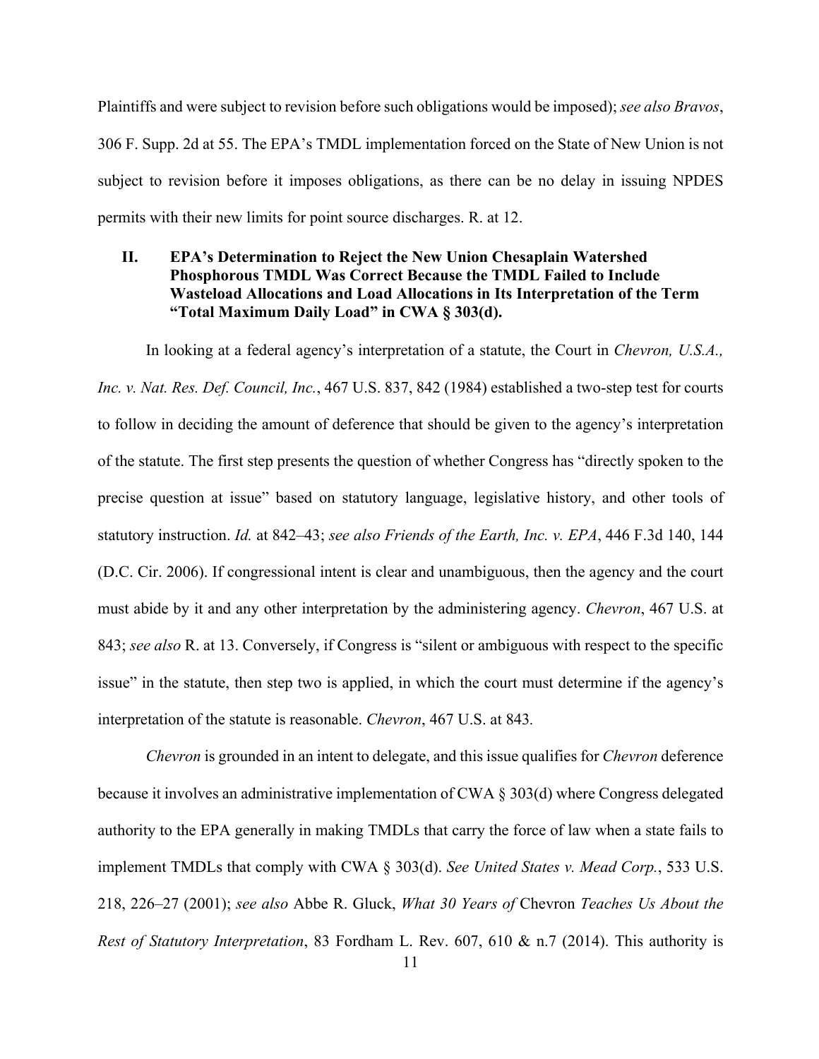Plaintiffs and were subject to revision before such obligations would be imposed); *see also Bravos*, 306 F. Supp. 2d at 55. The EPA's TMDL implementation forced on the State of New Union is not subject to revision before it imposes obligations, as there can be no delay in issuing NPDES permits with their new limits for point source discharges. R. at 12.

## II. EPA's Determination to Reject the New Union Chesaplain Watershed Phosphorous TMDL Was Correct Because the TMDL Failed to Include Wasteload Allocations and Load Allocations in Its Interpretation of the Term "Total Maximum Daily Load" in CWA § 303(d).

In looking at a federal agency's interpretation of a statute, the Court in *Chevron, U.S.A., Inc. v. Nat. Res. Def. Council, Inc.*, 467 U.S. 837, 842 (1984) established a two-step test for courts to follow in deciding the amount of deference that should be given to the agency's interpretation of the statute. The first step presents the question of whether Congress has "directly spoken to the precise question at issue" based on statutory language, legislative history, and other tools of statutory instruction. *Id.* at 842–43; *see also Friends of the Earth, Inc. v. EPA*, 446 F.3d 140, 144 (D.C. Cir. 2006). If congressional intent is clear and unambiguous, then the agency and the court must abide by it and any other interpretation by the administering agency. *Chevron*, 467 U.S. at 843; *see also* R. at 13. Conversely, if Congress is "silent or ambiguous with respect to the specific issue" in the statute, then step two is applied, in which the court must determine if the agency's interpretation of the statute is reasonable. *Chevron*, 467 U.S. at 843.

*Chevron* is grounded in an intent to delegate, and this issue qualifies for *Chevron* deference because it involves an administrative implementation of CWA § 303(d) where Congress delegated authority to the EPA generally in making TMDLs that carry the force of law when a state fails to implement TMDLs that comply with CWA § 303(d). *See United States v. Mead Corp.*, 533 U.S. 218, 226–27 (2001); *see also* Abbe R. Gluck, *What 30 Years of* Chevron *Teaches Us About the Rest of Statutory Interpretation*, 83 Fordham L. Rev. 607, 610 & n.7 (2014). This authority is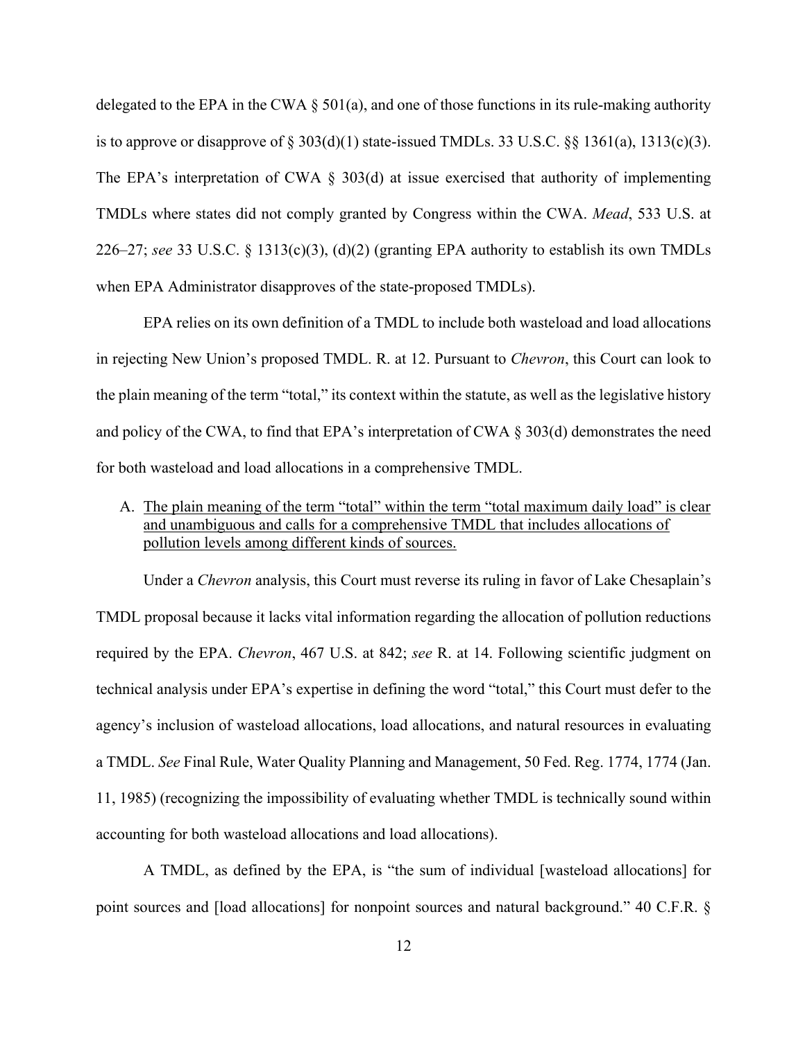delegated to the EPA in the CWA § 501(a), and one of those functions in its rule-making authority is to approve or disapprove of § 303(d)(1) state-issued TMDLs. 33 U.S.C. §§ 1361(a), 1313(c)(3). The EPA's interpretation of CWA § 303(d) at issue exercised that authority of implementing TMDLs where states did not comply granted by Congress within the CWA. *Mead*, 533 U.S. at 226–27; *see* 33 U.S.C. § 1313(c)(3), (d)(2) (granting EPA authority to establish its own TMDLs when EPA Administrator disapproves of the state-proposed TMDLs).

EPA relies on its own definition of a TMDL to include both wasteload and load allocations in rejecting New Union's proposed TMDL. R. at 12. Pursuant to *Chevron*, this Court can look to the plain meaning of the term "total," its context within the statute, as well as the legislative history and policy of the CWA, to find that EPA's interpretation of CWA § 303(d) demonstrates the need for both wasteload and load allocations in a comprehensive TMDL.

A. <u>The plain meaning of the term "total" within the term "total maximum daily load" is clear and unambiguous and calls for a comprehensive TMDL that includes allocations of pollution levels among different kinds of sources.</u>

Under a *Chevron* analysis, this Court must reverse its ruling in favor of Lake Chesaplain's TMDL proposal because it lacks vital information regarding the allocation of pollution reductions required by the EPA. *Chevron*, 467 U.S. at 842; *see* R. at 14. Following scientific judgment on technical analysis under EPA's expertise in defining the word "total," this Court must defer to the agency's inclusion of wasteload allocations, load allocations, and natural resources in evaluating a TMDL. *See* Final Rule, Water Quality Planning and Management, 50 Fed. Reg. 1774, 1774 (Jan. 11, 1985) (recognizing the impossibility of evaluating whether TMDL is technically sound within accounting for both wasteload allocations and load allocations).

A TMDL, as defined by the EPA, is "the sum of individual [wasteload allocations] for point sources and [load allocations] for nonpoint sources and natural background." 40 C.F.R. §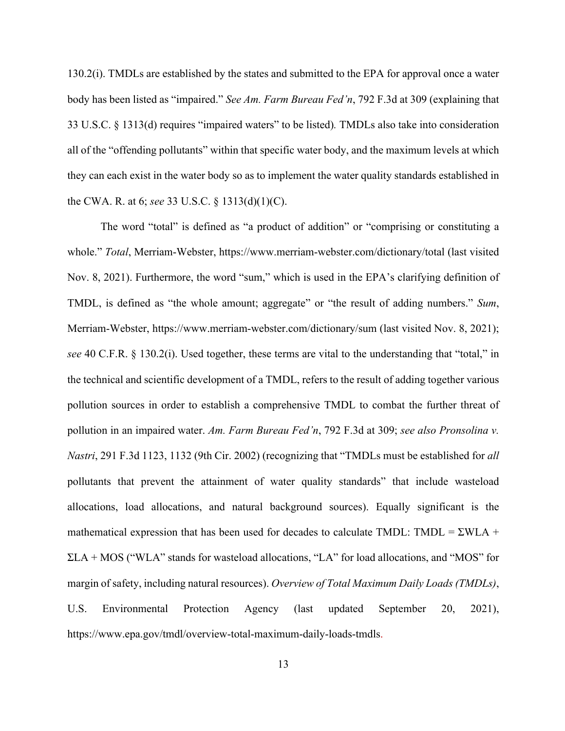130.2(i). TMDLs are established by the states and submitted to the EPA for approval once a water body has been listed as "impaired." *See Am. Farm Bureau Fed'n*, 792 F.3d at 309 (explaining that 33 U.S.C. § 1313(d) requires "impaired waters" to be listed). TMDLs also take into consideration all of the "offending pollutants" within that specific water body, and the maximum levels at which they can each exist in the water body so as to implement the water quality standards established in the CWA. R. at 6; *see* 33 U.S.C. § 1313(d)(1)(C).

The word "total" is defined as "a product of addition" or "comprising or constituting a whole." *Total*, Merriam-Webster, https://www.merriam-webster.com/dictionary/total (last visited Nov. 8, 2021). Furthermore, the word "sum," which is used in the EPA's clarifying definition of TMDL, is defined as "the whole amount; aggregate" or "the result of adding numbers." *Sum*, Merriam-Webster, https://www.merriam-webster.com/dictionary/sum (last visited Nov. 8, 2021); *see* 40 C.F.R. § 130.2(i). Used together, these terms are vital to the understanding that "total," in the technical and scientific development of a TMDL, refers to the result of adding together various pollution sources in order to establish a comprehensive TMDL to combat the further threat of pollution in an impaired water. *Am. Farm Bureau Fed'n*, 792 F.3d at 309; *see also Pronsolina v. Nastri*, 291 F.3d 1123, 1132 (9th Cir. 2002) (recognizing that "TMDLs must be established for *all* pollutants that prevent the attainment of water quality standards" that include wasteload allocations, load allocations, and natural background sources). Equally significant is the mathematical expression that has been used for decades to calculate TMDL: $TMDL = \Sigma WLA + \Sigma LA + MOS$ ("WLA" stands for wasteload allocations, "LA" for load allocations, and "MOS" for margin of safety, including natural resources). *Overview of Total Maximum Daily Loads (TMDLs)*, U.S. Environmental Protection Agency (last updated September 20, 2021), https://www.epa.gov/tmdl/overview-total-maximum-daily-loads-tmdls.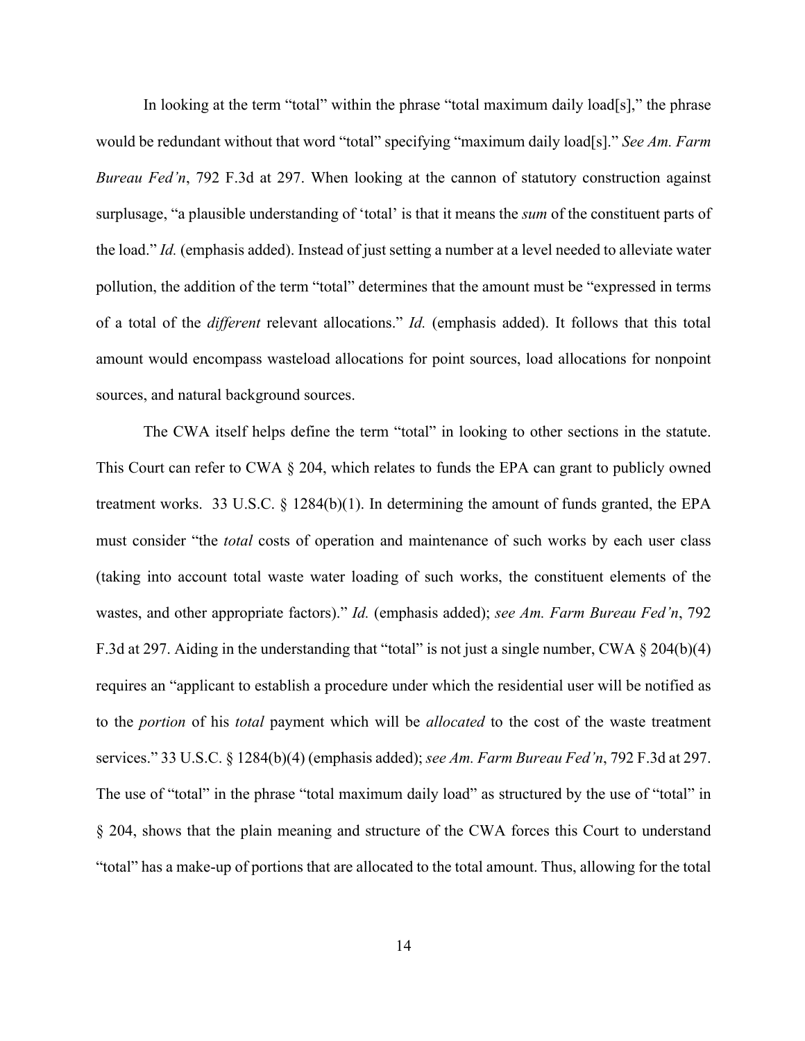In looking at the term "total" within the phrase "total maximum daily load[s]," the phrase would be redundant without that word "total" specifying "maximum daily load[s]." *See Am. Farm Bureau Fed'n*, 792 F.3d at 297. When looking at the cannon of statutory construction against surplusage, "a plausible understanding of 'total' is that it means the *sum* of the constituent parts of the load." *Id.* (emphasis added). Instead of just setting a number at a level needed to alleviate water pollution, the addition of the term "total" determines that the amount must be "expressed in terms of a total of the *different* relevant allocations." *Id.* (emphasis added). It follows that this total amount would encompass wasteload allocations for point sources, load allocations for nonpoint sources, and natural background sources.

The CWA itself helps define the term "total" in looking to other sections in the statute. This Court can refer to CWA § 204, which relates to funds the EPA can grant to publicly owned treatment works. 33 U.S.C. § 1284(b)(1). In determining the amount of funds granted, the EPA must consider "the *total* costs of operation and maintenance of such works by each user class (taking into account total waste water loading of such works, the constituent elements of the wastes, and other appropriate factors)." *Id.* (emphasis added); *see Am. Farm Bureau Fed'n*, 792 F.3d at 297. Aiding in the understanding that "total" is not just a single number, CWA § 204(b)(4) requires an "applicant to establish a procedure under which the residential user will be notified as to the *portion* of his *total* payment which will be *allocated* to the cost of the waste treatment services." 33 U.S.C. § 1284(b)(4) (emphasis added); *see Am. Farm Bureau Fed'n*, 792 F.3d at 297. The use of "total" in the phrase "total maximum daily load" as structured by the use of "total" in § 204, shows that the plain meaning and structure of the CWA forces this Court to understand "total" has a make-up of portions that are allocated to the total amount. Thus, allowing for the total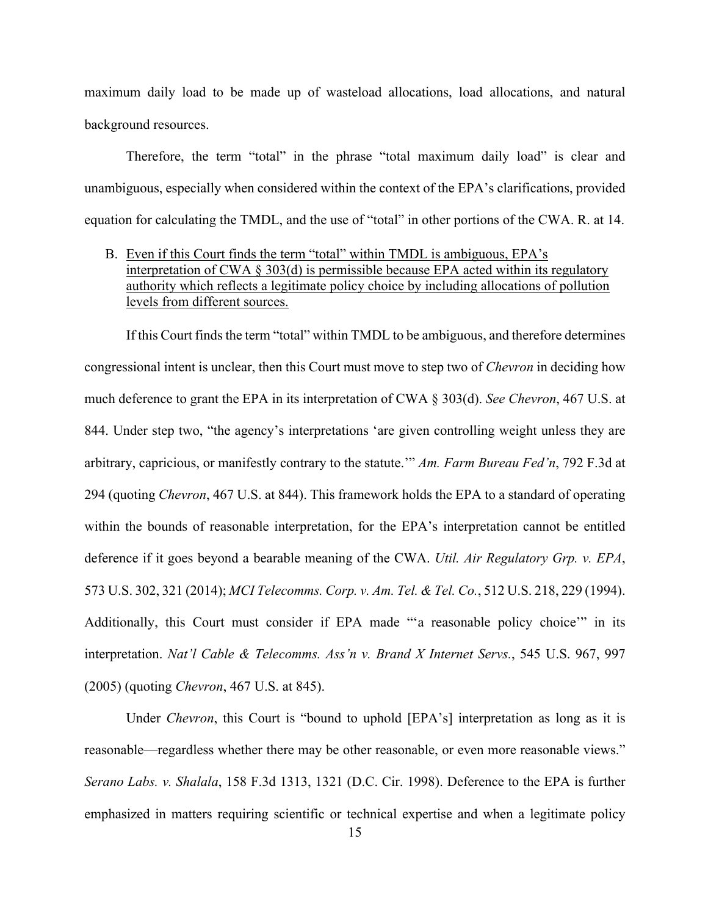maximum daily load to be made up of wasteload allocations, load allocations, and natural background resources.

Therefore, the term "total" in the phrase "total maximum daily load" is clear and unambiguous, especially when considered within the context of the EPA's clarifications, provided equation for calculating the TMDL, and the use of "total" in other portions of the CWA. R. at 14.

B. <u>Even if this Court finds the term "total" within TMDL is ambiguous, EPA's interpretation of CWA § 303(d) is permissible because EPA acted within its regulatory authority which reflects a legitimate policy choice by including allocations of pollution levels from different sources.</u>

If this Court finds the term "total" within TMDL to be ambiguous, and therefore determines congressional intent is unclear, then this Court must move to step two of *Chevron* in deciding how much deference to grant the EPA in its interpretation of CWA § 303(d). *See Chevron*, 467 U.S. at 844. Under step two, "the agency's interpretations 'are given controlling weight unless they are arbitrary, capricious, or manifestly contrary to the statute.'" *Am. Farm Bureau Fed'n*, 792 F.3d at 294 (quoting *Chevron*, 467 U.S. at 844). This framework holds the EPA to a standard of operating within the bounds of reasonable interpretation, for the EPA's interpretation cannot be entitled deference if it goes beyond a bearable meaning of the CWA. *Util. Air Regulatory Grp. v. EPA*, 573 U.S. 302, 321 (2014); *MCI Telecomms. Corp. v. Am. Tel. & Tel. Co.*, 512 U.S. 218, 229 (1994). Additionally, this Court must consider if EPA made "'a reasonable policy choice'" in its interpretation. *Nat'l Cable & Telecomms. Ass'n v. Brand X Internet Servs.*, 545 U.S. 967, 997 (2005) (quoting *Chevron*, 467 U.S. at 845).

Under *Chevron*, this Court is "bound to uphold [EPA's] interpretation as long as it is reasonable—regardless whether there may be other reasonable, or even more reasonable views." *Serano Labs. v. Shalala*, 158 F.3d 1313, 1321 (D.C. Cir. 1998). Deference to the EPA is further emphasized in matters requiring scientific or technical expertise and when a legitimate policy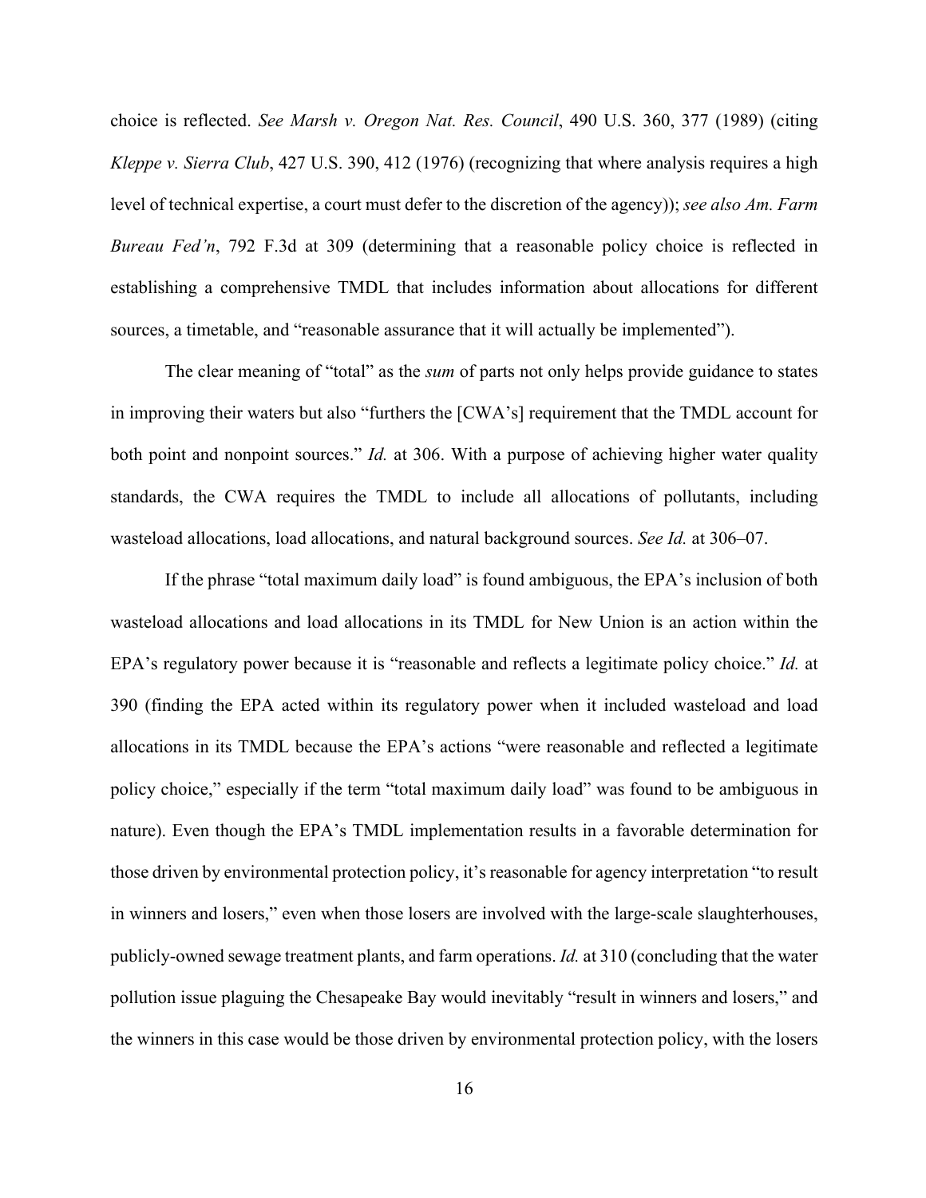choice is reflected. *See Marsh v. Oregon Nat. Res. Council*, 490 U.S. 360, 377 (1989) (citing *Kleppe v. Sierra Club*, 427 U.S. 390, 412 (1976) (recognizing that where analysis requires a high level of technical expertise, a court must defer to the discretion of the agency)); *see also Am. Farm Bureau Fed'n*, 792 F.3d at 309 (determining that a reasonable policy choice is reflected in establishing a comprehensive TMDL that includes information about allocations for different sources, a timetable, and "reasonable assurance that it will actually be implemented").

The clear meaning of "total" as the *sum* of parts not only helps provide guidance to states in improving their waters but also "furthers the [CWA's] requirement that the TMDL account for both point and nonpoint sources." *Id.* at 306. With a purpose of achieving higher water quality standards, the CWA requires the TMDL to include all allocations of pollutants, including wasteload allocations, load allocations, and natural background sources. *See Id.* at 306–07.

If the phrase "total maximum daily load" is found ambiguous, the EPA's inclusion of both wasteload allocations and load allocations in its TMDL for New Union is an action within the EPA's regulatory power because it is "reasonable and reflects a legitimate policy choice." *Id.* at 390 (finding the EPA acted within its regulatory power when it included wasteload and load allocations in its TMDL because the EPA's actions "were reasonable and reflected a legitimate policy choice," especially if the term "total maximum daily load" was found to be ambiguous in nature). Even though the EPA's TMDL implementation results in a favorable determination for those driven by environmental protection policy, it's reasonable for agency interpretation "to result in winners and losers," even when those losers are involved with the large-scale slaughterhouses, publicly-owned sewage treatment plants, and farm operations. *Id.* at 310 (concluding that the water pollution issue plaguing the Chesapeake Bay would inevitably "result in winners and losers," and the winners in this case would be those driven by environmental protection policy, with the losers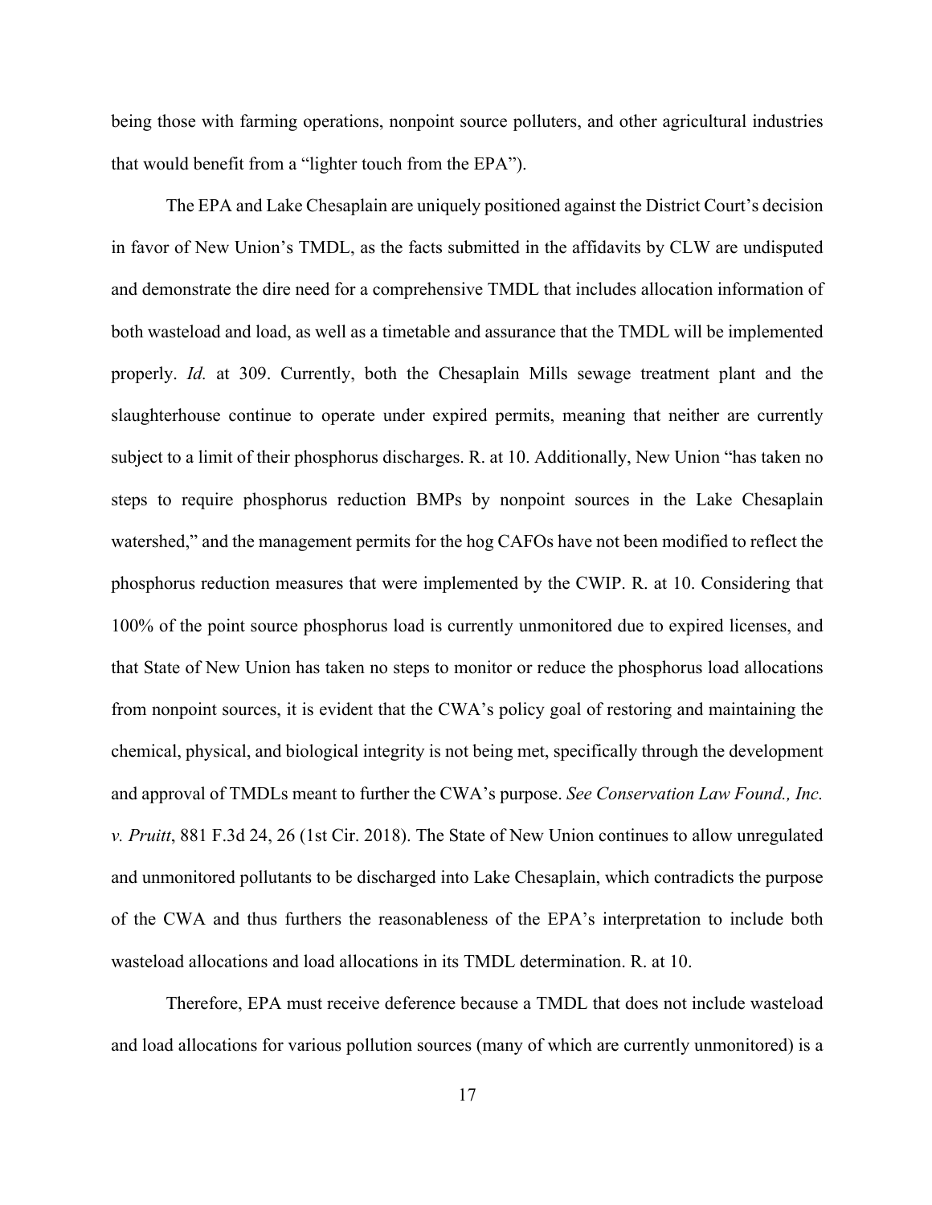being those with farming operations, nonpoint source polluters, and other agricultural industries that would benefit from a "lighter touch from the EPA").

The EPA and Lake Chesaplain are uniquely positioned against the District Court's decision in favor of New Union's TMDL, as the facts submitted in the affidavits by CLW are undisputed and demonstrate the dire need for a comprehensive TMDL that includes allocation information of both wasteload and load, as well as a timetable and assurance that the TMDL will be implemented properly. *Id.* at 309. Currently, both the Chesaplain Mills sewage treatment plant and the slaughterhouse continue to operate under expired permits, meaning that neither are currently subject to a limit of their phosphorus discharges. R. at 10. Additionally, New Union "has taken no steps to require phosphorus reduction BMPs by nonpoint sources in the Lake Chesaplain watershed," and the management permits for the hog CAFOs have not been modified to reflect the phosphorus reduction measures that were implemented by the CWIP. R. at 10. Considering that 100% of the point source phosphorus load is currently unmonitored due to expired licenses, and that State of New Union has taken no steps to monitor or reduce the phosphorus load allocations from nonpoint sources, it is evident that the CWA's policy goal of restoring and maintaining the chemical, physical, and biological integrity is not being met, specifically through the development and approval of TMDLs meant to further the CWA's purpose. *See Conservation Law Found., Inc. v. Pruitt*, 881 F.3d 24, 26 (1st Cir. 2018). The State of New Union continues to allow unregulated and unmonitored pollutants to be discharged into Lake Chesaplain, which contradicts the purpose of the CWA and thus furthers the reasonableness of the EPA's interpretation to include both wasteload allocations and load allocations in its TMDL determination. R. at 10.

Therefore, EPA must receive deference because a TMDL that does not include wasteload and load allocations for various pollution sources (many of which are currently unmonitored) is a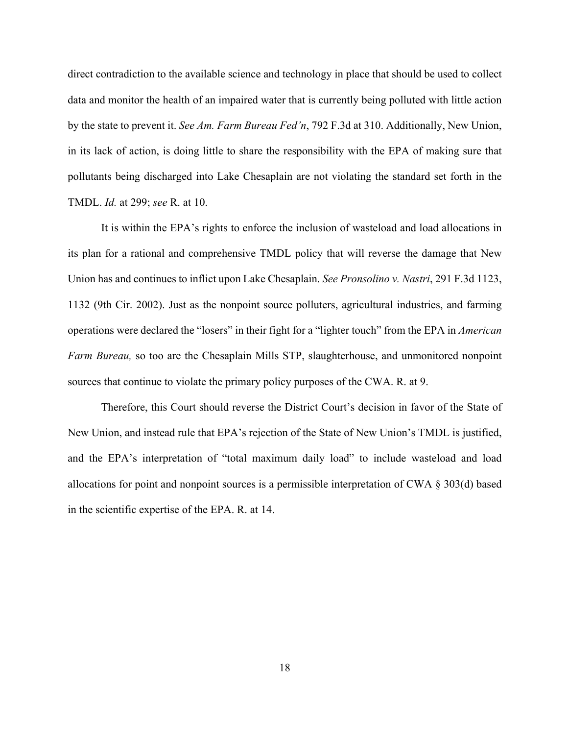direct contradiction to the available science and technology in place that should be used to collect data and monitor the health of an impaired water that is currently being polluted with little action by the state to prevent it. *See Am. Farm Bureau Fed'n*, 792 F.3d at 310. Additionally, New Union, in its lack of action, is doing little to share the responsibility with the EPA of making sure that pollutants being discharged into Lake Chesaplain are not violating the standard set forth in the TMDL. *Id.* at 299; *see* R. at 10.

It is within the EPA's rights to enforce the inclusion of wasteload and load allocations in its plan for a rational and comprehensive TMDL policy that will reverse the damage that New Union has and continues to inflict upon Lake Chesaplain. *See Pronsolino v. Nastri*, 291 F.3d 1123, 1132 (9th Cir. 2002). Just as the nonpoint source polluters, agricultural industries, and farming operations were declared the "losers" in their fight for a "lighter touch" from the EPA in *American Farm Bureau,* so too are the Chesaplain Mills STP, slaughterhouse, and unmonitored nonpoint sources that continue to violate the primary policy purposes of the CWA. R. at 9.

Therefore, this Court should reverse the District Court's decision in favor of the State of New Union, and instead rule that EPA's rejection of the State of New Union's TMDL is justified, and the EPA's interpretation of "total maximum daily load" to include wasteload and load allocations for point and nonpoint sources is a permissible interpretation of CWA § 303(d) based in the scientific expertise of the EPA. R. at 14.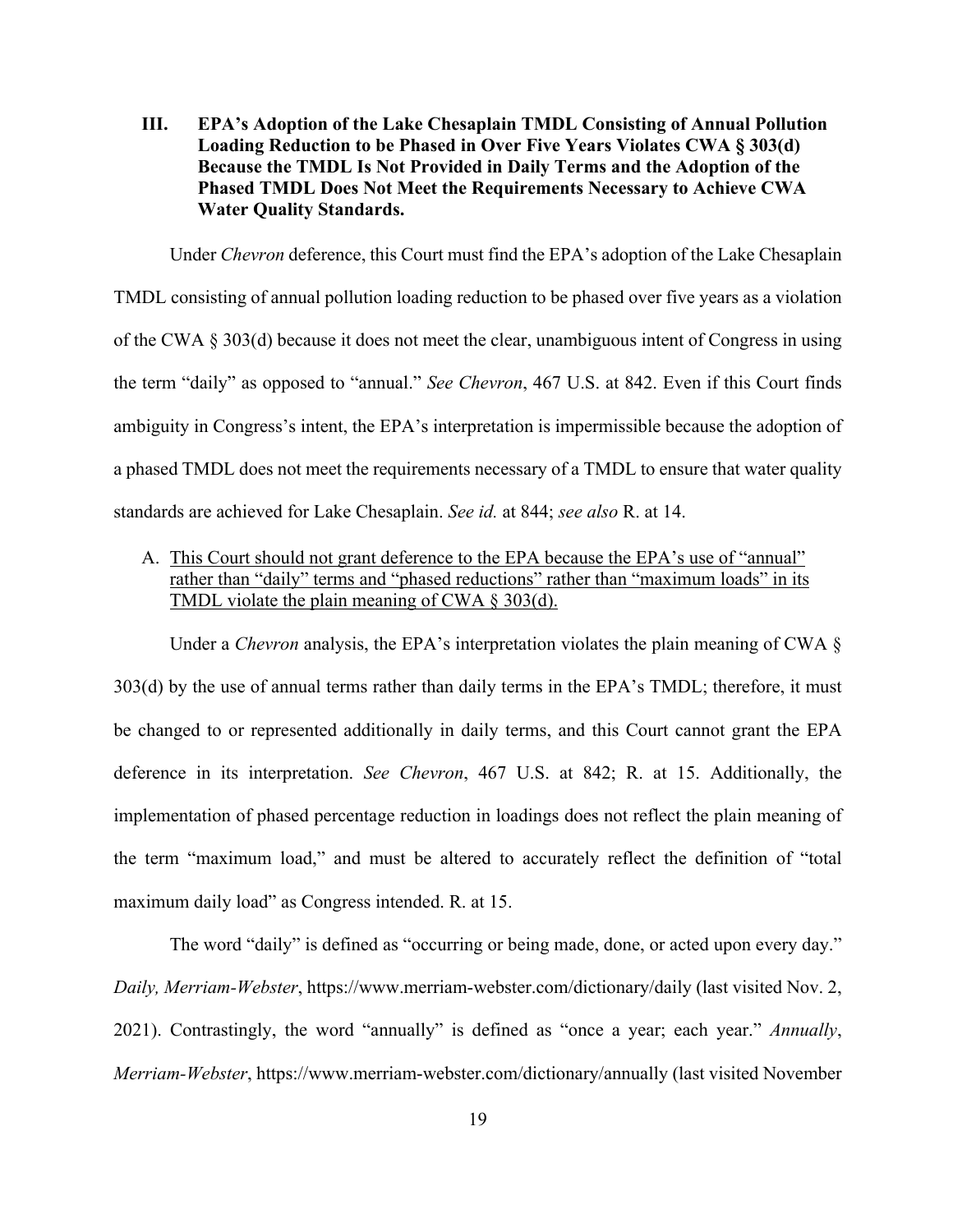### III. EPA's Adoption of the Lake Chesaplain TMDL Consisting of Annual Pollution Loading Reduction to be Phased in Over Five Years Violates CWA § 303(d) Because the TMDL Is Not Provided in Daily Terms and the Adoption of the Phased TMDL Does Not Meet the Requirements Necessary to Achieve CWA Water Quality Standards.

Under *Chevron* deference, this Court must find the EPA's adoption of the Lake Chesaplain TMDL consisting of annual pollution loading reduction to be phased over five years as a violation of the CWA § 303(d) because it does not meet the clear, unambiguous intent of Congress in using the term "daily" as opposed to "annual." *See Chevron*, 467 U.S. at 842. Even if this Court finds ambiguity in Congress's intent, the EPA's interpretation is impermissible because the adoption of a phased TMDL does not meet the requirements necessary of a TMDL to ensure that water quality standards are achieved for Lake Chesaplain. *See id.* at 844; *see also* R. at 14.

A. <u>This Court should not grant deference to the EPA because the EPA's use of "annual" rather than "daily" terms and "phased reductions" rather than "maximum loads" in its TMDL violate the plain meaning of CWA § 303(d).</u>

Under a *Chevron* analysis, the EPA's interpretation violates the plain meaning of CWA § 303(d) by the use of annual terms rather than daily terms in the EPA's TMDL; therefore, it must be changed to or represented additionally in daily terms, and this Court cannot grant the EPA deference in its interpretation. *See Chevron*, 467 U.S. at 842; R. at 15. Additionally, the implementation of phased percentage reduction in loadings does not reflect the plain meaning of the term "maximum load," and must be altered to accurately reflect the definition of "total maximum daily load" as Congress intended. R. at 15.

The word "daily" is defined as "occurring or being made, done, or acted upon every day." *Daily, Merriam-Webster*, https://www.merriam-webster.com/dictionary/daily (last visited Nov. 2, 2021). Contrastingly, the word "annually" is defined as "once a year; each year." *Annually*, *Merriam-Webster*, https://www.merriam-webster.com/dictionary/annually (last visited November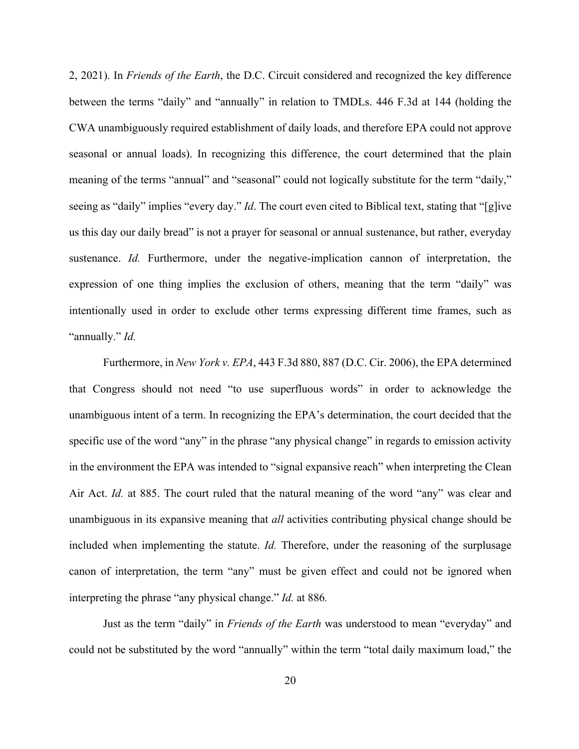2, 2021). In *Friends of the Earth*, the D.C. Circuit considered and recognized the key difference between the terms "daily" and "annually" in relation to TMDLs. 446 F.3d at 144 (holding the CWA unambiguously required establishment of daily loads, and therefore EPA could not approve seasonal or annual loads). In recognizing this difference, the court determined that the plain meaning of the terms "annual" and "seasonal" could not logically substitute for the term "daily," seeing as "daily" implies "every day." *Id*. The court even cited to Biblical text, stating that "[g]ive us this day our daily bread" is not a prayer for seasonal or annual sustenance, but rather, everyday sustenance. *Id.* Furthermore, under the negative-implication cannon of interpretation, the expression of one thing implies the exclusion of others, meaning that the term "daily" was intentionally used in order to exclude other terms expressing different time frames, such as "annually." *Id.*

Furthermore, in *New York v. EPA*, 443 F.3d 880, 887 (D.C. Cir. 2006), the EPA determined that Congress should not need "to use superfluous words" in order to acknowledge the unambiguous intent of a term. In recognizing the EPA's determination, the court decided that the specific use of the word "any" in the phrase "any physical change" in regards to emission activity in the environment the EPA was intended to "signal expansive reach" when interpreting the Clean Air Act. *Id.* at 885. The court ruled that the natural meaning of the word "any" was clear and unambiguous in its expansive meaning that *all* activities contributing physical change should be included when implementing the statute. *Id.* Therefore, under the reasoning of the surplusage canon of interpretation, the term "any" must be given effect and could not be ignored when interpreting the phrase "any physical change." *Id.* at 886*.*

Just as the term "daily" in *Friends of the Earth* was understood to mean "everyday" and could not be substituted by the word "annually" within the term "total daily maximum load," the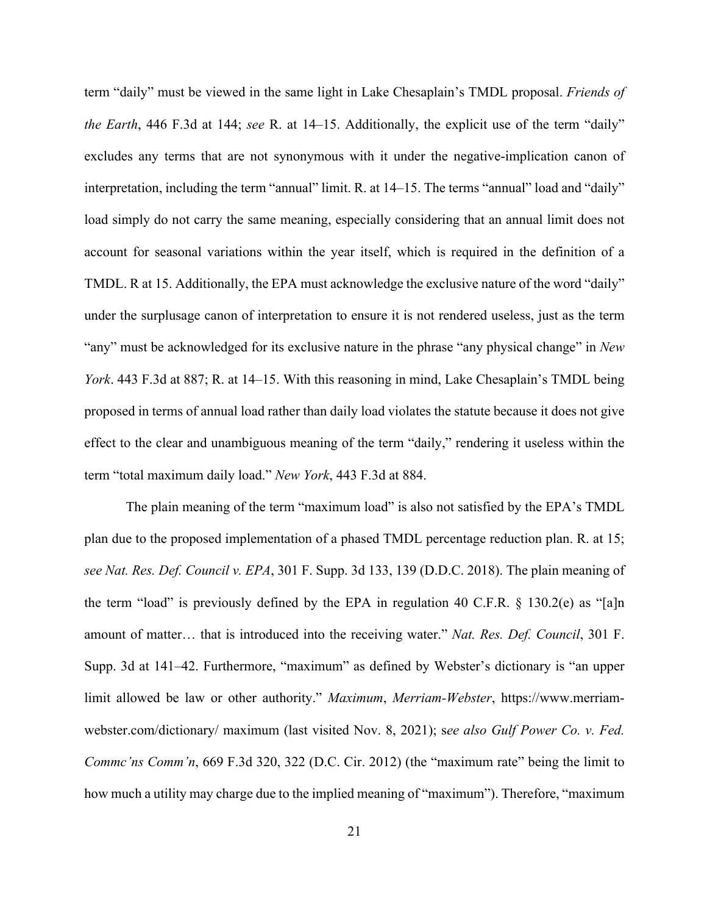term "daily" must be viewed in the same light in Lake Chesaplain's TMDL proposal. *Friends of the Earth*, 446 F.3d at 144; *see* R. at 14–15. Additionally, the explicit use of the term "daily" excludes any terms that are not synonymous with it under the negative-implication canon of interpretation, including the term "annual" limit. R. at 14–15. The terms "annual" load and "daily" load simply do not carry the same meaning, especially considering that an annual limit does not account for seasonal variations within the year itself, which is required in the definition of a TMDL. R at 15. Additionally, the EPA must acknowledge the exclusive nature of the word "daily" under the surplusage canon of interpretation to ensure it is not rendered useless, just as the term "any" must be acknowledged for its exclusive nature in the phrase "any physical change" in *New York*. 443 F.3d at 887; R. at 14–15. With this reasoning in mind, Lake Chesaplain's TMDL being proposed in terms of annual load rather than daily load violates the statute because it does not give effect to the clear and unambiguous meaning of the term "daily," rendering it useless within the term "total maximum daily load." *New York*, 443 F.3d at 884.

The plain meaning of the term "maximum load" is also not satisfied by the EPA's TMDL plan due to the proposed implementation of a phased TMDL percentage reduction plan. R. at 15; *see Nat. Res. Def. Council v. EPA*, 301 F. Supp. 3d 133, 139 (D.D.C. 2018). The plain meaning of the term "load" is previously defined by the EPA in regulation 40 C.F.R. § 130.2(e) as "[a]n amount of matter… that is introduced into the receiving water." *Nat. Res. Def. Council*, 301 F. Supp. 3d at 141–42. Furthermore, "maximum" as defined by Webster's dictionary is "an upper limit allowed be law or other authority." *Maximum*, *Merriam-Webster*, https://www.merriam-webster.com/dictionary/ maximum (last visited Nov. 8, 2021); s*ee also Gulf Power Co. v. Fed. Commc'ns Comm'n*, 669 F.3d 320, 322 (D.C. Cir. 2012) (the "maximum rate" being the limit to how much a utility may charge due to the implied meaning of "maximum"). Therefore, "maximum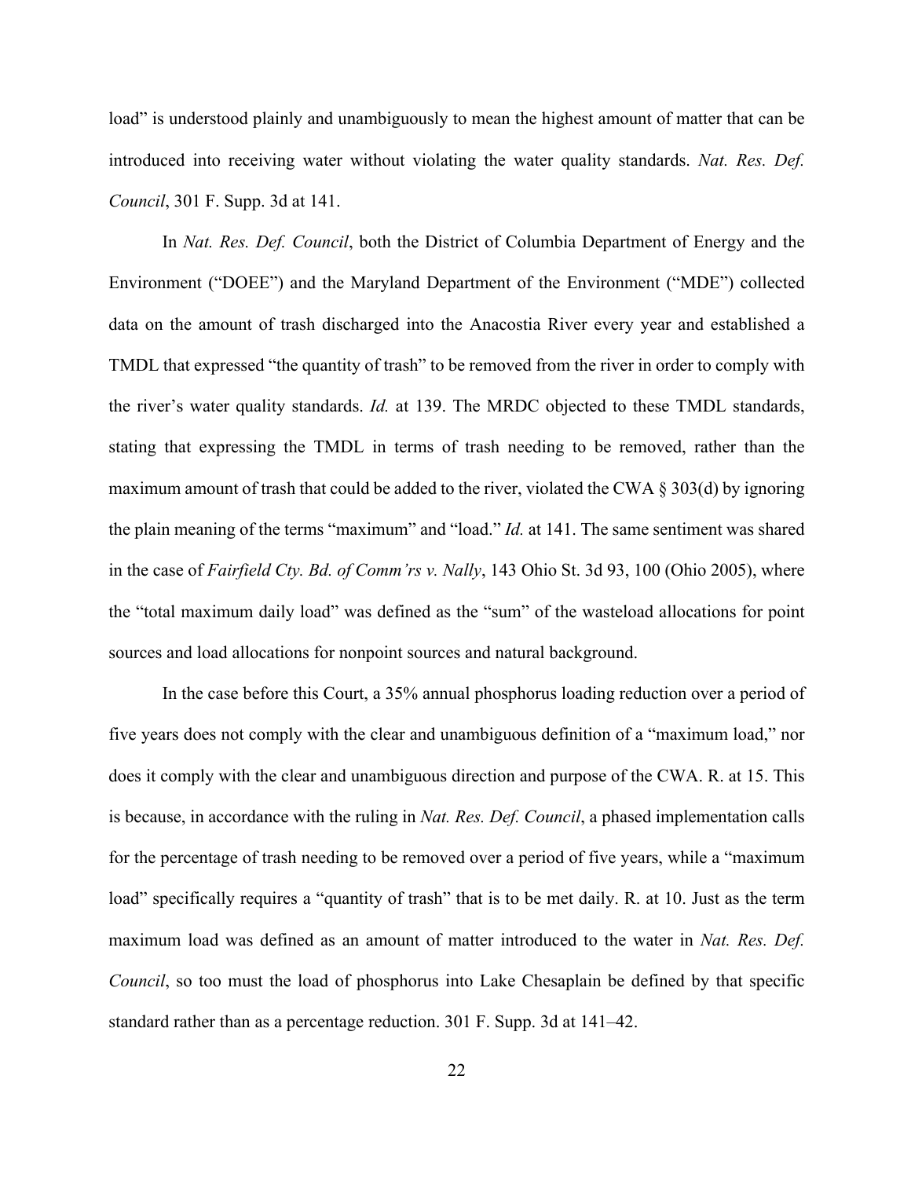load" is understood plainly and unambiguously to mean the highest amount of matter that can be introduced into receiving water without violating the water quality standards. *Nat. Res. Def. Council*, 301 F. Supp. 3d at 141.

In *Nat. Res. Def. Council*, both the District of Columbia Department of Energy and the Environment ("DOEE") and the Maryland Department of the Environment ("MDE") collected data on the amount of trash discharged into the Anacostia River every year and established a TMDL that expressed "the quantity of trash" to be removed from the river in order to comply with the river's water quality standards. *Id.* at 139. The MRDC objected to these TMDL standards, stating that expressing the TMDL in terms of trash needing to be removed, rather than the maximum amount of trash that could be added to the river, violated the CWA § 303(d) by ignoring the plain meaning of the terms "maximum" and "load." *Id.* at 141. The same sentiment was shared in the case of *Fairfield Cty. Bd. of Comm'rs v. Nally*, 143 Ohio St. 3d 93, 100 (Ohio 2005), where the "total maximum daily load" was defined as the "sum" of the wasteload allocations for point sources and load allocations for nonpoint sources and natural background.

In the case before this Court, a 35% annual phosphorus loading reduction over a period of five years does not comply with the clear and unambiguous definition of a "maximum load," nor does it comply with the clear and unambiguous direction and purpose of the CWA. R. at 15. This is because, in accordance with the ruling in *Nat. Res. Def. Council*, a phased implementation calls for the percentage of trash needing to be removed over a period of five years, while a "maximum load" specifically requires a "quantity of trash" that is to be met daily. R. at 10. Just as the term maximum load was defined as an amount of matter introduced to the water in *Nat. Res. Def. Council*, so too must the load of phosphorus into Lake Chesaplain be defined by that specific standard rather than as a percentage reduction. 301 F. Supp. 3d at 141–42.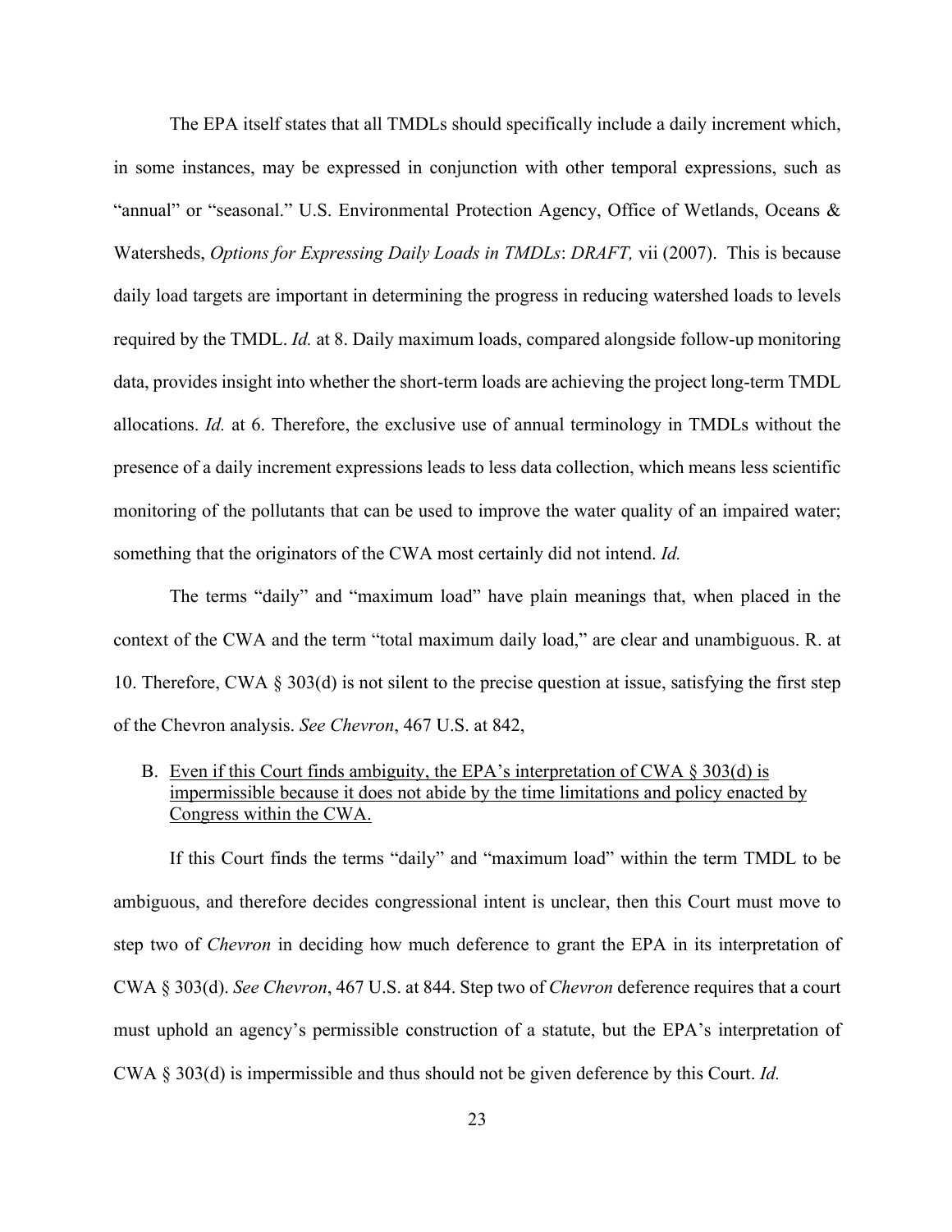The EPA itself states that all TMDLs should specifically include a daily increment which, in some instances, may be expressed in conjunction with other temporal expressions, such as "annual" or "seasonal." U.S. Environmental Protection Agency, Office of Wetlands, Oceans & Watersheds, *Options for Expressing Daily Loads in TMDLs*: *DRAFT,* vii (2007). This is because daily load targets are important in determining the progress in reducing watershed loads to levels required by the TMDL. *Id.* at 8. Daily maximum loads, compared alongside follow-up monitoring data, provides insight into whether the short-term loads are achieving the project long-term TMDL allocations. *Id.* at 6. Therefore, the exclusive use of annual terminology in TMDLs without the presence of a daily increment expressions leads to less data collection, which means less scientific monitoring of the pollutants that can be used to improve the water quality of an impaired water; something that the originators of the CWA most certainly did not intend. *Id.*

The terms "daily" and "maximum load" have plain meanings that, when placed in the context of the CWA and the term "total maximum daily load," are clear and unambiguous. R. at 10. Therefore, CWA § 303(d) is not silent to the precise question at issue, satisfying the first step of the Chevron analysis. *See Chevron*, 467 U.S. at 842,

B. <u>Even if this Court finds ambiguity, the EPA's interpretation of CWA § 303(d) is impermissible because it does not abide by the time limitations and policy enacted by Congress within the CWA.</u>

If this Court finds the terms "daily" and "maximum load" within the term TMDL to be ambiguous, and therefore decides congressional intent is unclear, then this Court must move to step two of *Chevron* in deciding how much deference to grant the EPA in its interpretation of CWA § 303(d). *See Chevron*, 467 U.S. at 844. Step two of *Chevron* deference requires that a court must uphold an agency's permissible construction of a statute, but the EPA's interpretation of CWA § 303(d) is impermissible and thus should not be given deference by this Court. *Id.*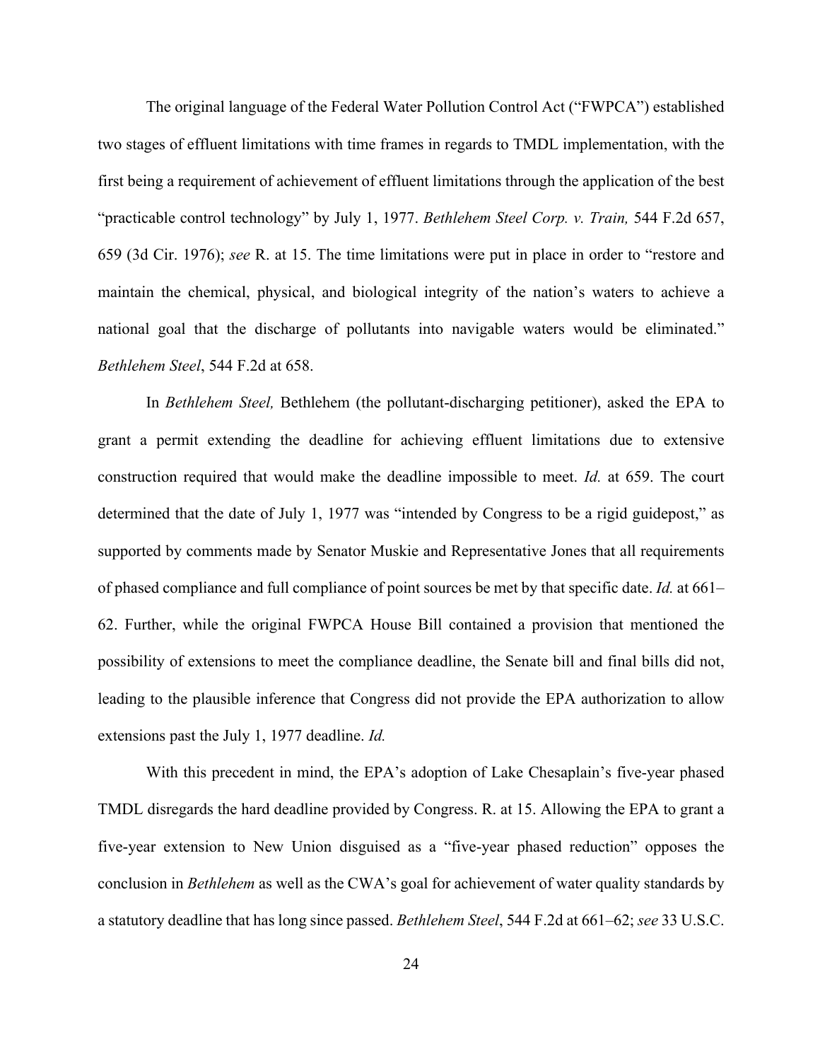The original language of the Federal Water Pollution Control Act ("FWPCA") established two stages of effluent limitations with time frames in regards to TMDL implementation, with the first being a requirement of achievement of effluent limitations through the application of the best "practicable control technology" by July 1, 1977. *Bethlehem Steel Corp. v. Train,* 544 F.2d 657, 659 (3d Cir. 1976); *see* R. at 15. The time limitations were put in place in order to "restore and maintain the chemical, physical, and biological integrity of the nation's waters to achieve a national goal that the discharge of pollutants into navigable waters would be eliminated." *Bethlehem Steel*, 544 F.2d at 658.

In *Bethlehem Steel,* Bethlehem (the pollutant-discharging petitioner), asked the EPA to grant a permit extending the deadline for achieving effluent limitations due to extensive construction required that would make the deadline impossible to meet. *Id.* at 659. The court determined that the date of July 1, 1977 was "intended by Congress to be a rigid guidepost," as supported by comments made by Senator Muskie and Representative Jones that all requirements of phased compliance and full compliance of point sources be met by that specific date. *Id.* at 661–62. Further, while the original FWPCA House Bill contained a provision that mentioned the possibility of extensions to meet the compliance deadline, the Senate bill and final bills did not, leading to the plausible inference that Congress did not provide the EPA authorization to allow extensions past the July 1, 1977 deadline. *Id.*

With this precedent in mind, the EPA's adoption of Lake Chesaplain's five-year phased TMDL disregards the hard deadline provided by Congress. R. at 15. Allowing the EPA to grant a five-year extension to New Union disguised as a "five-year phased reduction" opposes the conclusion in *Bethlehem* as well as the CWA's goal for achievement of water quality standards by a statutory deadline that has long since passed. *Bethlehem Steel*, 544 F.2d at 661–62; *see* 33 U.S.C.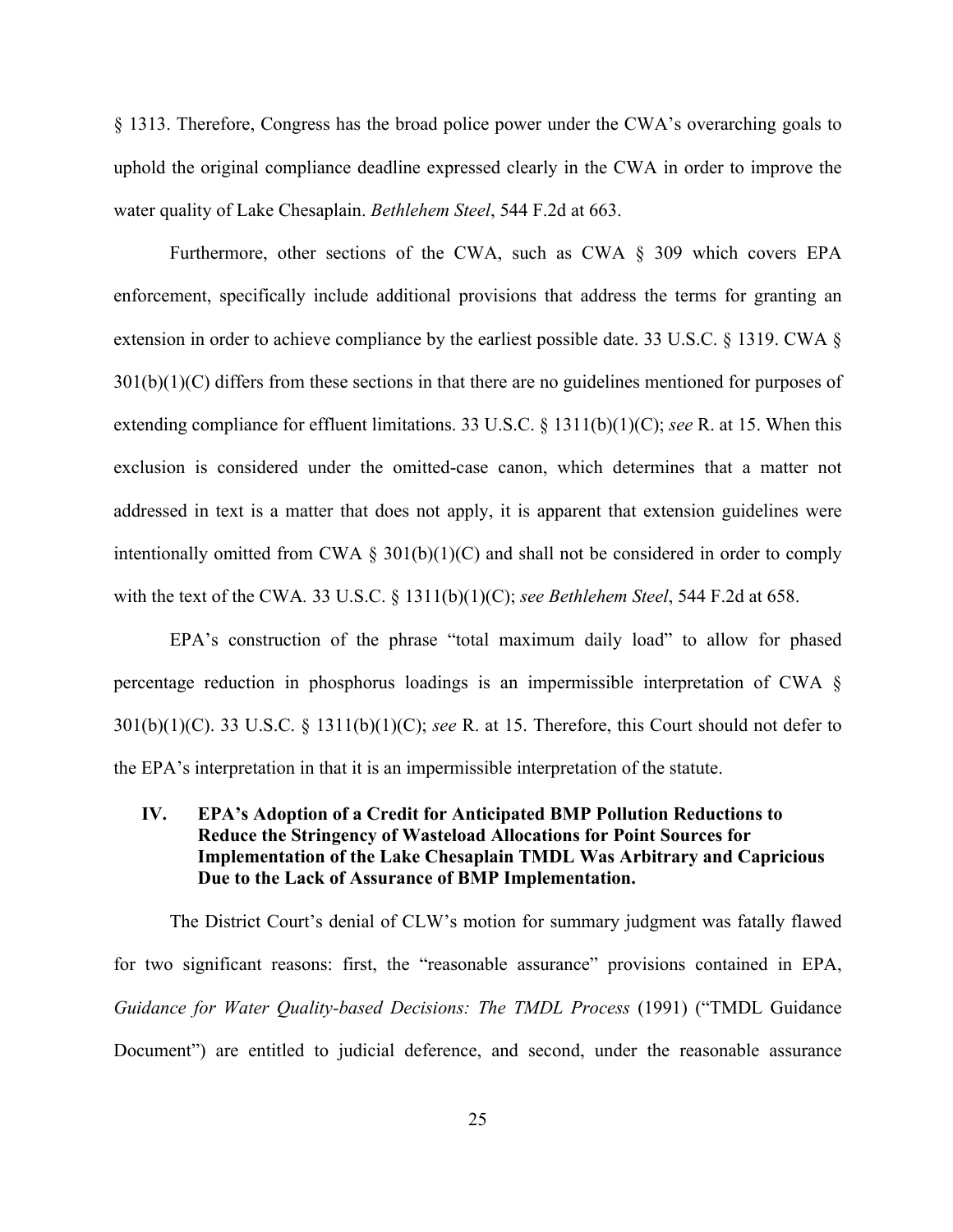§ 1313. Therefore, Congress has the broad police power under the CWA's overarching goals to uphold the original compliance deadline expressed clearly in the CWA in order to improve the water quality of Lake Chesaplain. *Bethlehem Steel*, 544 F.2d at 663.

Furthermore, other sections of the CWA, such as CWA § 309 which covers EPA enforcement, specifically include additional provisions that address the terms for granting an extension in order to achieve compliance by the earliest possible date. 33 U.S.C. § 1319. CWA § 301(b)(1)(C) differs from these sections in that there are no guidelines mentioned for purposes of extending compliance for effluent limitations. 33 U.S.C. § 1311(b)(1)(C); *see* R. at 15. When this exclusion is considered under the omitted-case canon, which determines that a matter not addressed in text is a matter that does not apply, it is apparent that extension guidelines were intentionally omitted from CWA § 301(b)(1)(C) and shall not be considered in order to comply with the text of the CWA. 33 U.S.C. § 1311(b)(1)(C); *see Bethlehem Steel*, 544 F.2d at 658.

EPA's construction of the phrase "total maximum daily load" to allow for phased percentage reduction in phosphorus loadings is an impermissible interpretation of CWA § 301(b)(1)(C). 33 U.S.C. § 1311(b)(1)(C); *see* R. at 15. Therefore, this Court should not defer to the EPA's interpretation in that it is an impermissible interpretation of the statute.

## IV. EPA's Adoption of a Credit for Anticipated BMP Pollution Reductions to Reduce the Stringency of Wasteload Allocations for Point Sources for Implementation of the Lake Chesaplain TMDL Was Arbitrary and Capricious Due to the Lack of Assurance of BMP Implementation.

The District Court's denial of CLW's motion for summary judgment was fatally flawed for two significant reasons: first, the "reasonable assurance" provisions contained in EPA, *Guidance for Water Quality-based Decisions: The TMDL Process* (1991) ("TMDL Guidance Document") are entitled to judicial deference, and second, under the reasonable assurance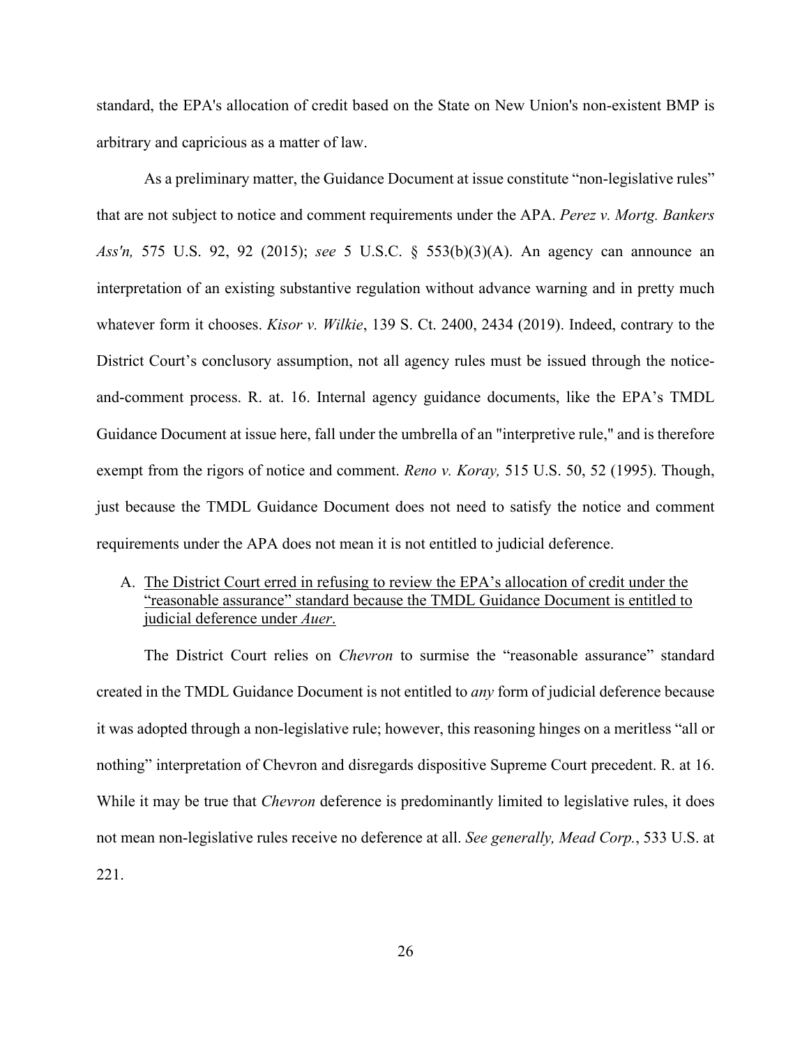standard, the EPA's allocation of credit based on the State on New Union's non-existent BMP is arbitrary and capricious as a matter of law.

As a preliminary matter, the Guidance Document at issue constitute "non-legislative rules" that are not subject to notice and comment requirements under the APA. *Perez v. Mortg. Bankers Ass'n,* 575 U.S. 92, 92 (2015); *see* 5 U.S.C. § 553(b)(3)(A). An agency can announce an interpretation of an existing substantive regulation without advance warning and in pretty much whatever form it chooses. *Kisor v. Wilkie*, 139 S. Ct. 2400, 2434 (2019). Indeed, contrary to the District Court's conclusory assumption, not all agency rules must be issued through the notice-and-comment process. R. at. 16. Internal agency guidance documents, like the EPA's TMDL Guidance Document at issue here, fall under the umbrella of an "interpretive rule," and is therefore exempt from the rigors of notice and comment. *Reno v. Koray,* 515 U.S. 50, 52 (1995). Though, just because the TMDL Guidance Document does not need to satisfy the notice and comment requirements under the APA does not mean it is not entitled to judicial deference.

A. <u>The District Court erred in refusing to review the EPA's allocation of credit under the "reasonable assurance" standard because the TMDL Guidance Document is entitled to judicial deference under *Auer*.</u>

The District Court relies on *Chevron* to surmise the "reasonable assurance" standard created in the TMDL Guidance Document is not entitled to *any* form of judicial deference because it was adopted through a non-legislative rule; however, this reasoning hinges on a meritless "all or nothing" interpretation of Chevron and disregards dispositive Supreme Court precedent. R. at 16. While it may be true that *Chevron* deference is predominantly limited to legislative rules, it does not mean non-legislative rules receive no deference at all. *See generally, Mead Corp.*, 533 U.S. at 221.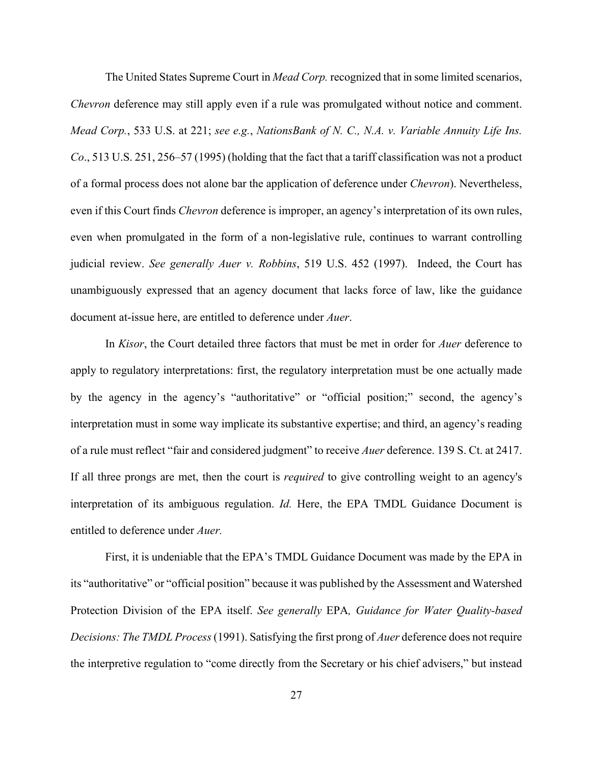The United States Supreme Court in *Mead Corp.* recognized that in some limited scenarios, *Chevron* deference may still apply even if a rule was promulgated without notice and comment. *Mead Corp.*, 533 U.S. at 221; *see e.g.*, *NationsBank of N. C., N.A. v. Variable Annuity Life Ins. Co*., 513 U.S. 251, 256–57 (1995) (holding that the fact that a tariff classification was not a product of a formal process does not alone bar the application of deference under *Chevron*). Nevertheless, even if this Court finds *Chevron* deference is improper, an agency's interpretation of its own rules, even when promulgated in the form of a non-legislative rule, continues to warrant controlling judicial review. *See generally Auer v. Robbins*, 519 U.S. 452 (1997). Indeed, the Court has unambiguously expressed that an agency document that lacks force of law, like the guidance document at-issue here, are entitled to deference under *Auer*.

In *Kisor*, the Court detailed three factors that must be met in order for *Auer* deference to apply to regulatory interpretations: first, the regulatory interpretation must be one actually made by the agency in the agency's "authoritative" or "official position;" second, the agency's interpretation must in some way implicate its substantive expertise; and third, an agency's reading of a rule must reflect "fair and considered judgment" to receive *Auer* deference. 139 S. Ct. at 2417. If all three prongs are met, then the court is *required* to give controlling weight to an agency's interpretation of its ambiguous regulation. *Id.* Here, the EPA TMDL Guidance Document is entitled to deference under *Auer.*

First, it is undeniable that the EPA's TMDL Guidance Document was made by the EPA in its "authoritative" or "official position" because it was published by the Assessment and Watershed Protection Division of the EPA itself. *See generally* EPA*, Guidance for Water Quality-based Decisions: The TMDL Process* (1991). Satisfying the first prong of *Auer* deference does not require the interpretive regulation to "come directly from the Secretary or his chief advisers," but instead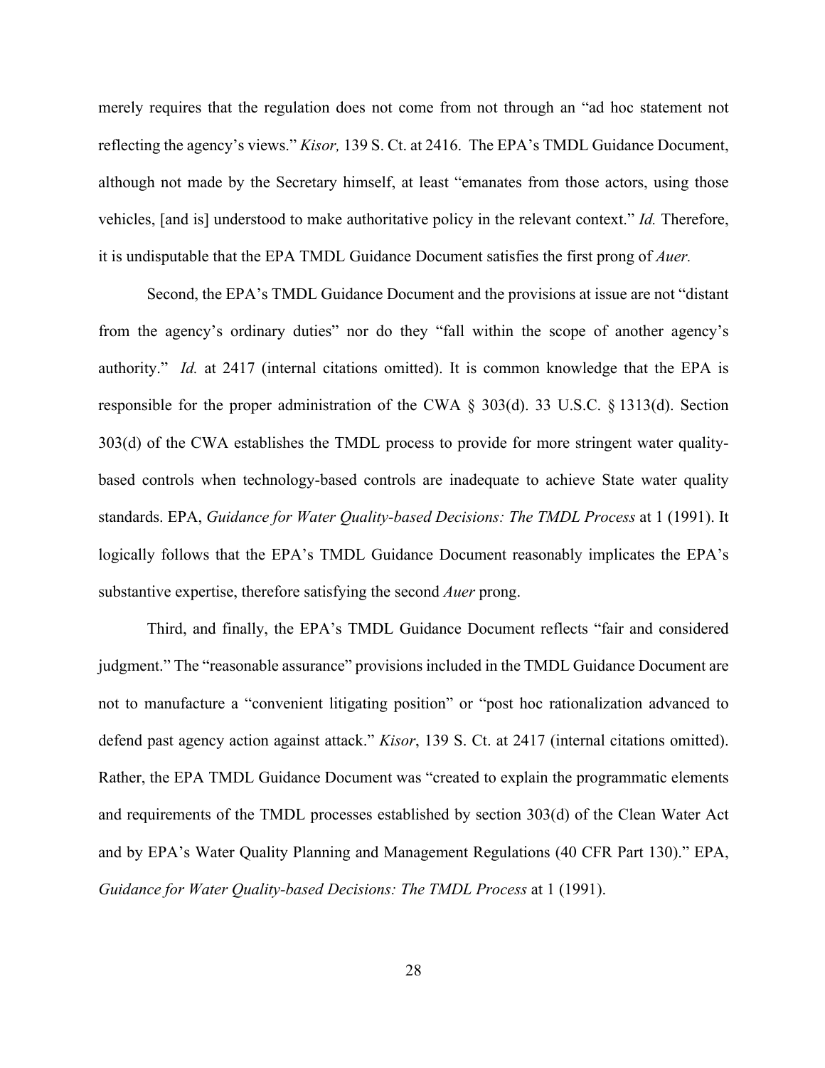merely requires that the regulation does not come from not through an "ad hoc statement not reflecting the agency's views." *Kisor,* 139 S. Ct. at 2416. The EPA's TMDL Guidance Document, although not made by the Secretary himself, at least "emanates from those actors, using those vehicles, [and is] understood to make authoritative policy in the relevant context." *Id.* Therefore, it is undisputable that the EPA TMDL Guidance Document satisfies the first prong of *Auer.*

Second, the EPA's TMDL Guidance Document and the provisions at issue are not "distant from the agency's ordinary duties" nor do they "fall within the scope of another agency's authority." *Id.* at 2417 (internal citations omitted). It is common knowledge that the EPA is responsible for the proper administration of the CWA § 303(d). 33 U.S.C. § 1313(d). Section 303(d) of the CWA establishes the TMDL process to provide for more stringent water quality-based controls when technology-based controls are inadequate to achieve State water quality standards. EPA, *Guidance for Water Quality-based Decisions: The TMDL Process* at 1 (1991). It logically follows that the EPA's TMDL Guidance Document reasonably implicates the EPA's substantive expertise, therefore satisfying the second *Auer* prong.

Third, and finally, the EPA's TMDL Guidance Document reflects "fair and considered judgment." The "reasonable assurance" provisions included in the TMDL Guidance Document are not to manufacture a "convenient litigating position" or "post hoc rationalization advanced to defend past agency action against attack." *Kisor*, 139 S. Ct. at 2417 (internal citations omitted). Rather, the EPA TMDL Guidance Document was "created to explain the programmatic elements and requirements of the TMDL processes established by section 303(d) of the Clean Water Act and by EPA's Water Quality Planning and Management Regulations (40 CFR Part 130)." EPA, *Guidance for Water Quality-based Decisions: The TMDL Process* at 1 (1991).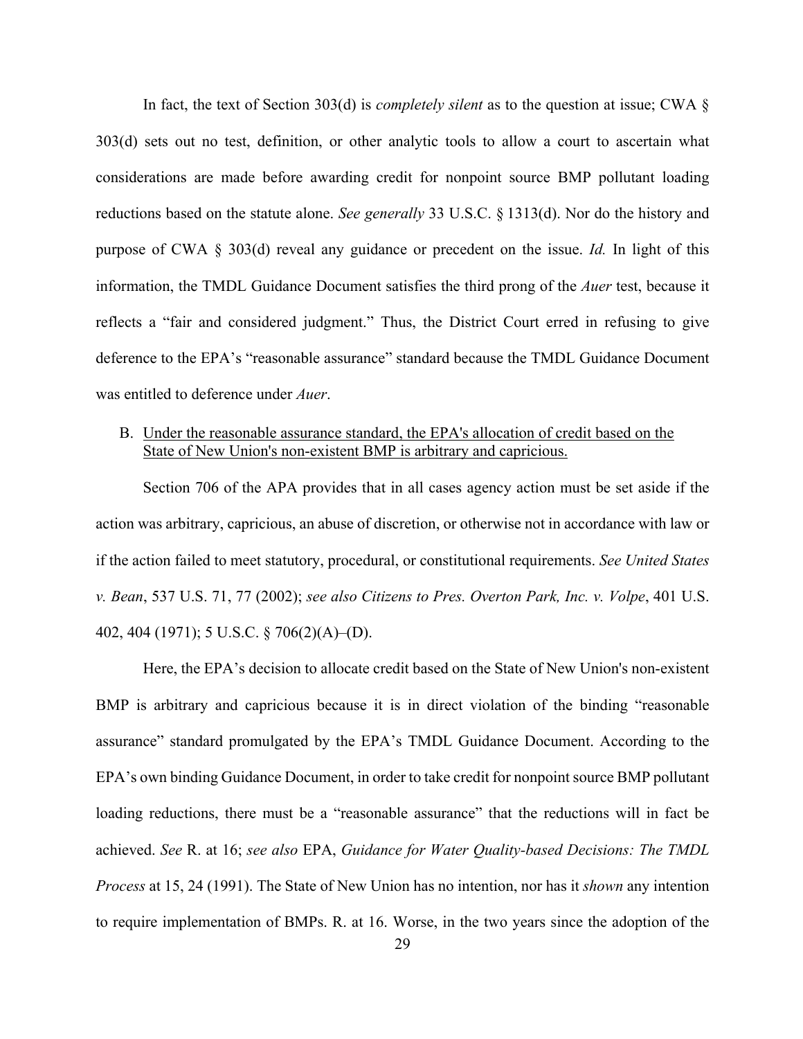In fact, the text of Section 303(d) is *completely silent* as to the question at issue; CWA § 303(d) sets out no test, definition, or other analytic tools to allow a court to ascertain what considerations are made before awarding credit for nonpoint source BMP pollutant loading reductions based on the statute alone. *See generally* 33 U.S.C. § 1313(d). Nor do the history and purpose of CWA § 303(d) reveal any guidance or precedent on the issue. *Id.* In light of this information, the TMDL Guidance Document satisfies the third prong of the *Auer* test, because it reflects a "fair and considered judgment." Thus, the District Court erred in refusing to give deference to the EPA's "reasonable assurance" standard because the TMDL Guidance Document was entitled to deference under *Auer*.

B. <u>Under the reasonable assurance standard, the EPA's allocation of credit based on the State of New Union's non-existent BMP is arbitrary and capricious.</u>

Section 706 of the APA provides that in all cases agency action must be set aside if the action was arbitrary, capricious, an abuse of discretion, or otherwise not in accordance with law or if the action failed to meet statutory, procedural, or constitutional requirements. *See United States v. Bean*, 537 U.S. 71, 77 (2002); *see also Citizens to Pres. Overton Park, Inc. v. Volpe*, 401 U.S. 402, 404 (1971); 5 U.S.C. § 706(2)(A)–(D).

Here, the EPA's decision to allocate credit based on the State of New Union's non-existent BMP is arbitrary and capricious because it is in direct violation of the binding "reasonable assurance" standard promulgated by the EPA's TMDL Guidance Document. According to the EPA's own binding Guidance Document, in order to take credit for nonpoint source BMP pollutant loading reductions, there must be a "reasonable assurance" that the reductions will in fact be achieved. *See* R. at 16; *see also* EPA, *Guidance for Water Quality-based Decisions: The TMDL Process* at 15, 24 (1991). The State of New Union has no intention, nor has it *shown* any intention to require implementation of BMPs. R. at 16. Worse, in the two years since the adoption of the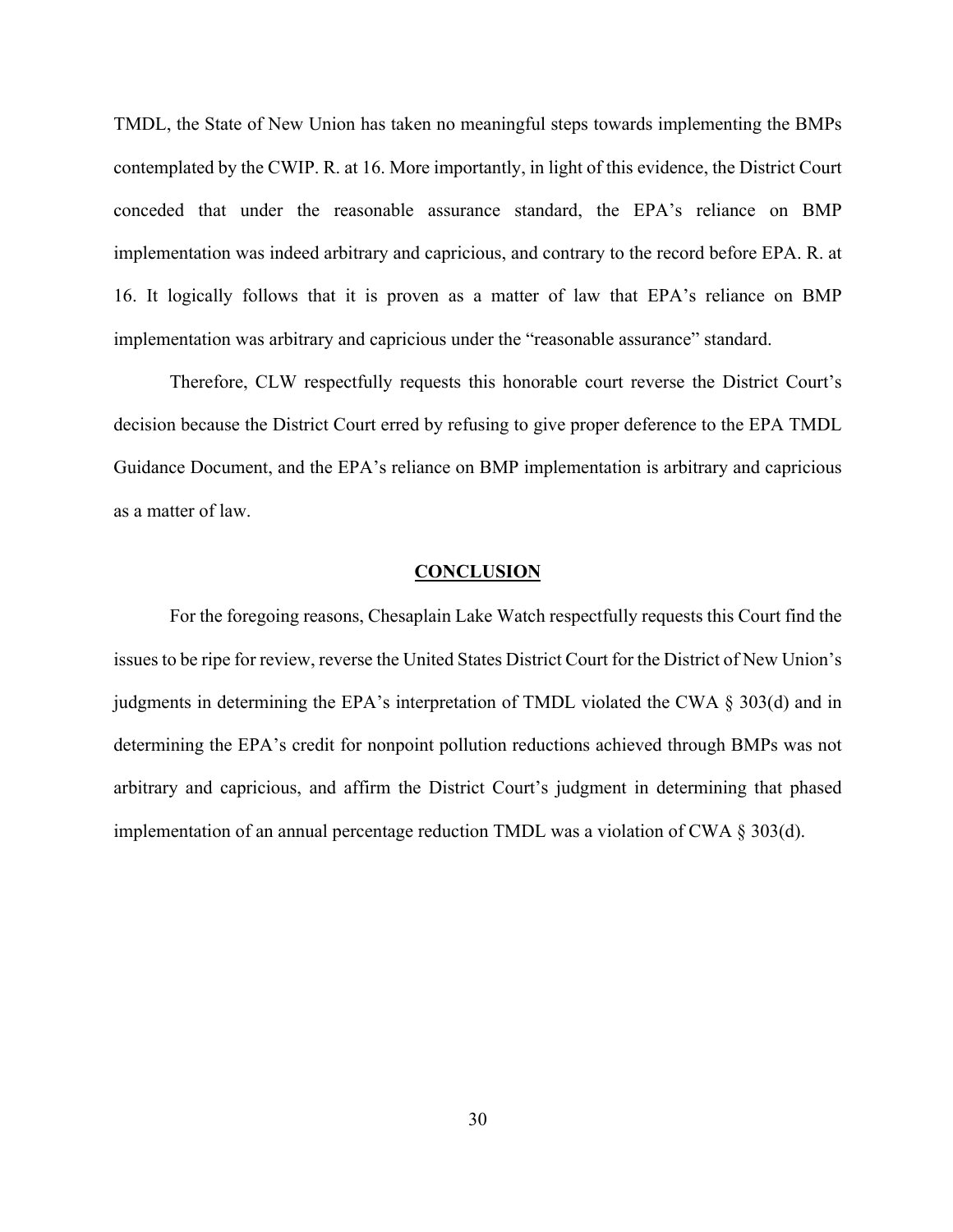TMDL, the State of New Union has taken no meaningful steps towards implementing the BMPs contemplated by the CWIP. R. at 16. More importantly, in light of this evidence, the District Court conceded that under the reasonable assurance standard, the EPA's reliance on BMP implementation was indeed arbitrary and capricious, and contrary to the record before EPA. R. at 16. It logically follows that it is proven as a matter of law that EPA's reliance on BMP implementation was arbitrary and capricious under the "reasonable assurance" standard.

Therefore, CLW respectfully requests this honorable court reverse the District Court's decision because the District Court erred by refusing to give proper deference to the EPA TMDL Guidance Document, and the EPA's reliance on BMP implementation is arbitrary and capricious as a matter of law.

## CONCLUSION

For the foregoing reasons, Chesaplain Lake Watch respectfully requests this Court find the issues to be ripe for review, reverse the United States District Court for the District of New Union's judgments in determining the EPA's interpretation of TMDL violated the CWA § 303(d) and in determining the EPA's credit for nonpoint pollution reductions achieved through BMPs was not arbitrary and capricious, and affirm the District Court's judgment in determining that phased implementation of an annual percentage reduction TMDL was a violation of CWA § 303(d).